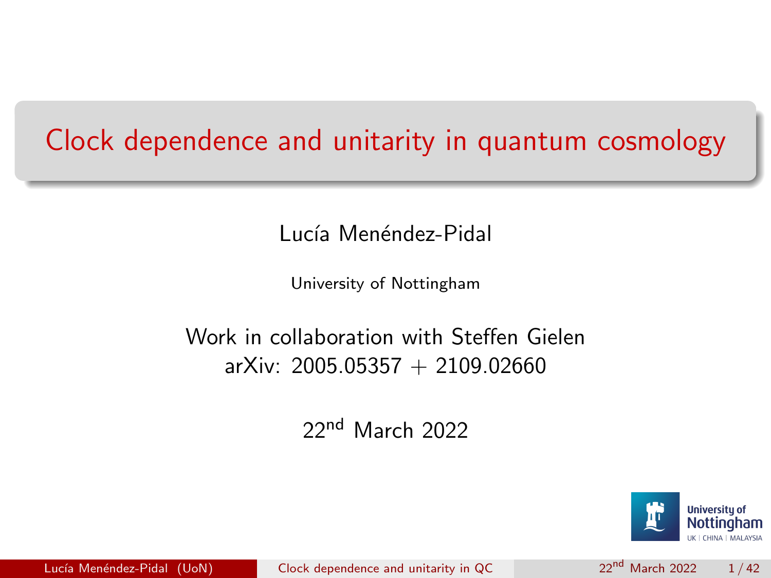# Clock dependence and unitarity in quantum cosmology

Lucía Menéndez-Pidal

University of Nottingham

Work in collaboration with Steffen Gielen
arXiv: 2005.05357 + 2109.02660

22nd March 2022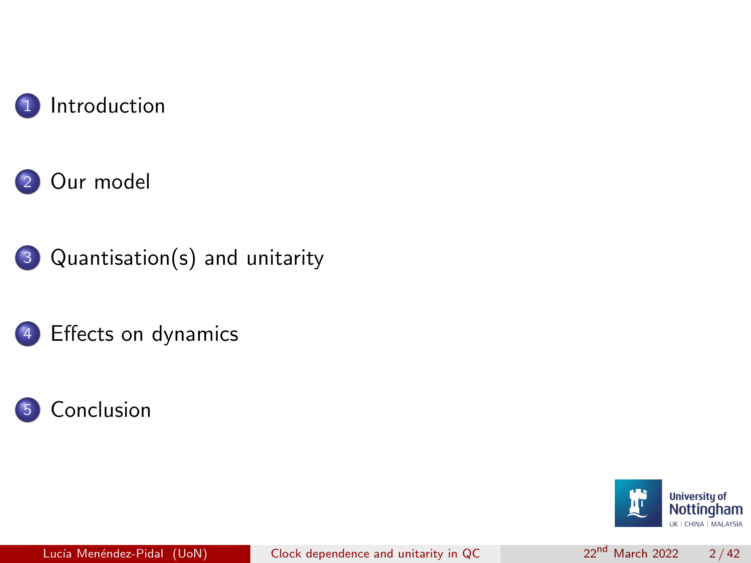1. Introduction
2. Our model
3. Quantisation(s) and unitarity
4. Effects on dynamics
5. Conclusion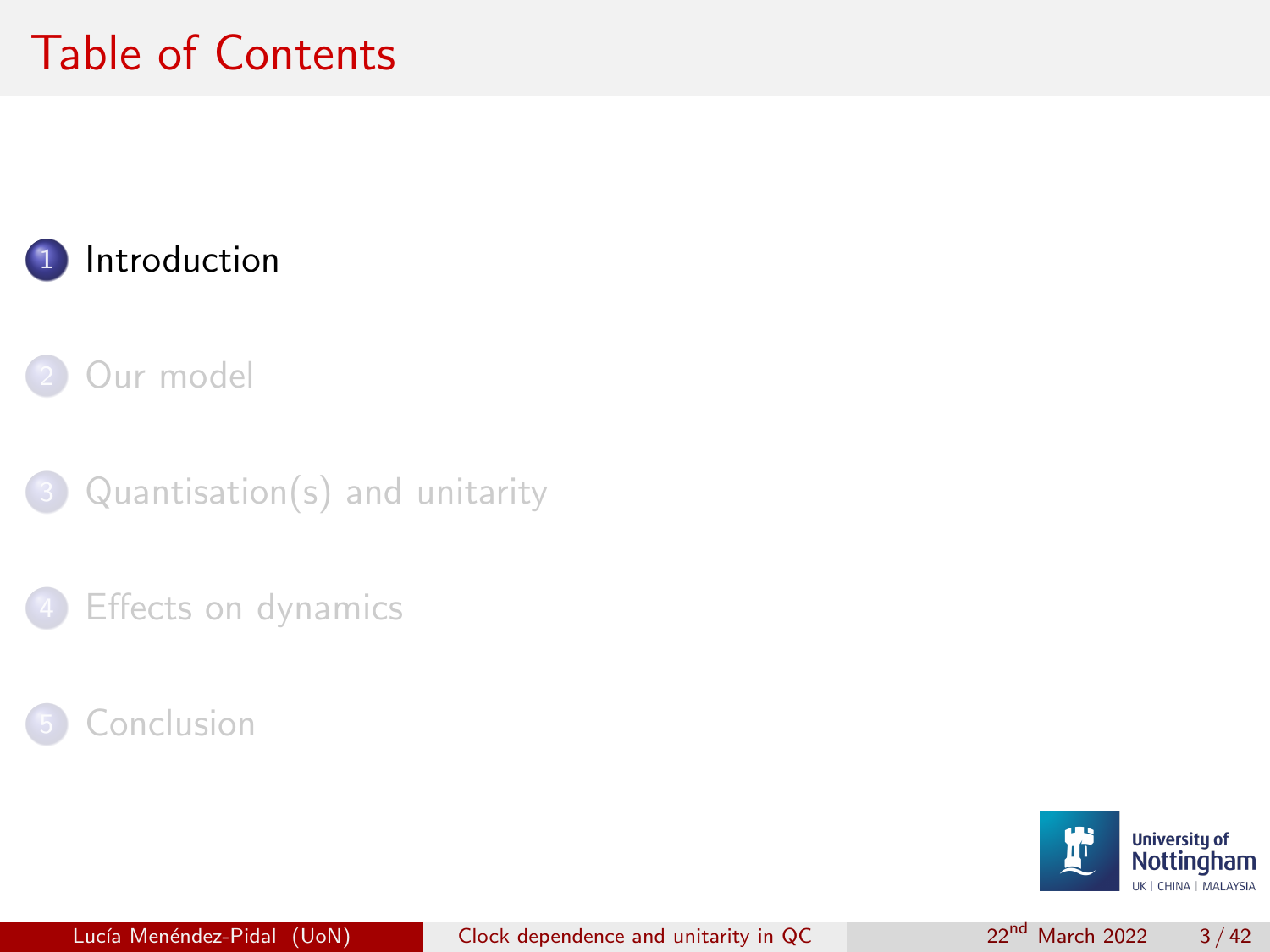# Table of Contents

1. Introduction
2. Our model
3. Quantisation(s) and unitarity
4. Effects on dynamics
5. Conclusion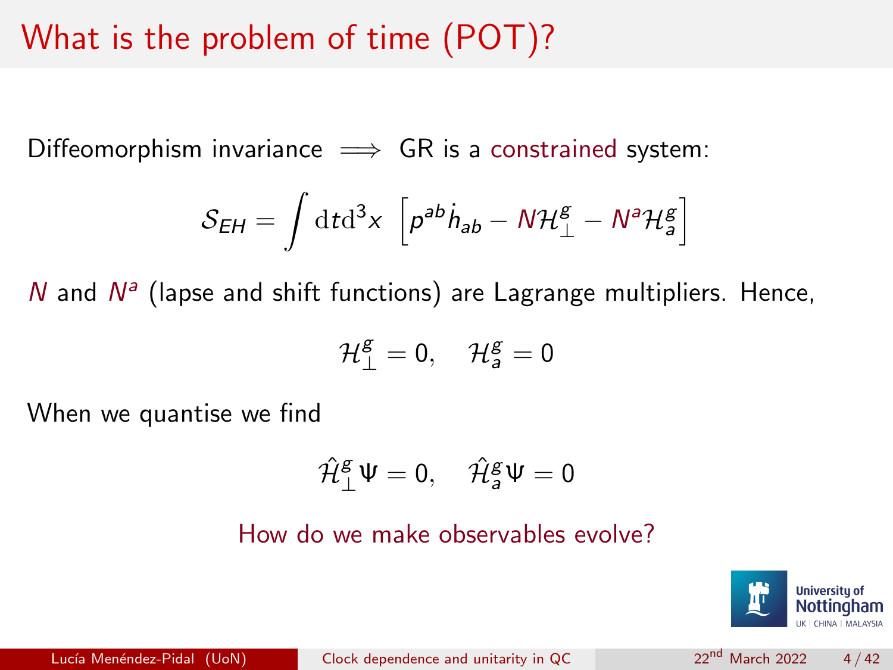# What is the problem of time (POT)?

Diffeomorphism invariance $\implies$ GR is a constrained system:

$$\mathcal{S}_{EH} = \int \mathrm{d}t\mathrm{d}^3x \left[p^{ab}\dot{h}_{ab} - N\mathcal{H}^g_\perp - N^a\mathcal{H}^g_a\right]$$

$N$ and $N^a$ (lapse and shift functions) are Lagrange multipliers. Hence,

$$\mathcal{H}^g_\perp = 0, \quad \mathcal{H}^g_a = 0$$

When we quantise we find

$$\hat{\mathcal{H}}^g_\perp\Psi = 0, \quad \hat{\mathcal{H}}^g_a\Psi = 0$$

How do we make observables evolve?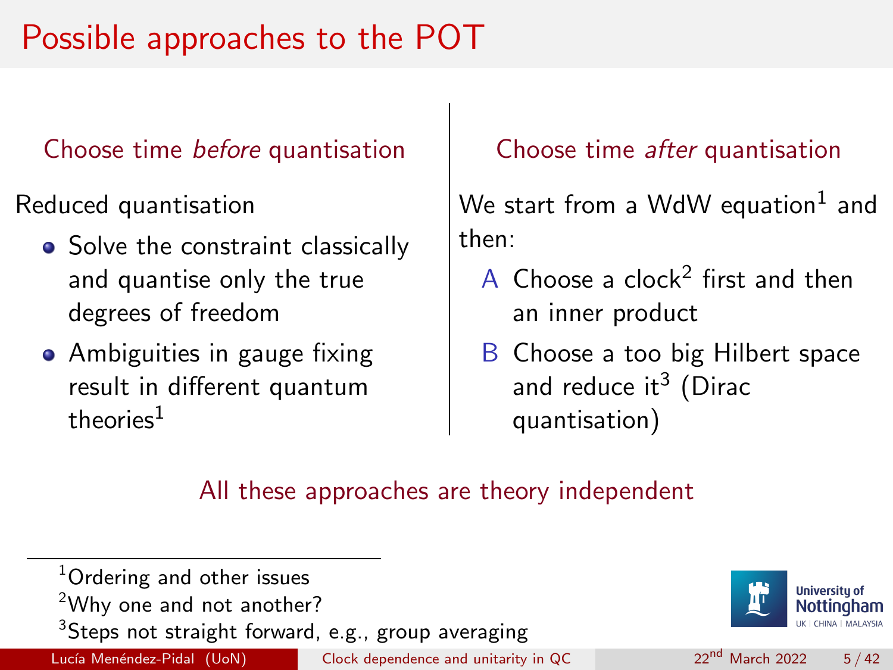# Possible approaches to the POT

## Choose time *before* quantisation

Reduced quantisation

- Solve the constraint classically and quantise only the true degrees of freedom
- Ambiguities in gauge fixing result in different quantum theories[1]

## Choose time *after* quantisation

We start from a WdW equation[1] and then:

A. Choose a clock[2] first and then an inner product

B. Choose a too big Hilbert space and reduce it[3] (Dirac quantisation)

All these approaches are theory independent

---

[1] Ordering and other issues

[2] Why one and not another?

[3] Steps not straight forward, e.g., group averaging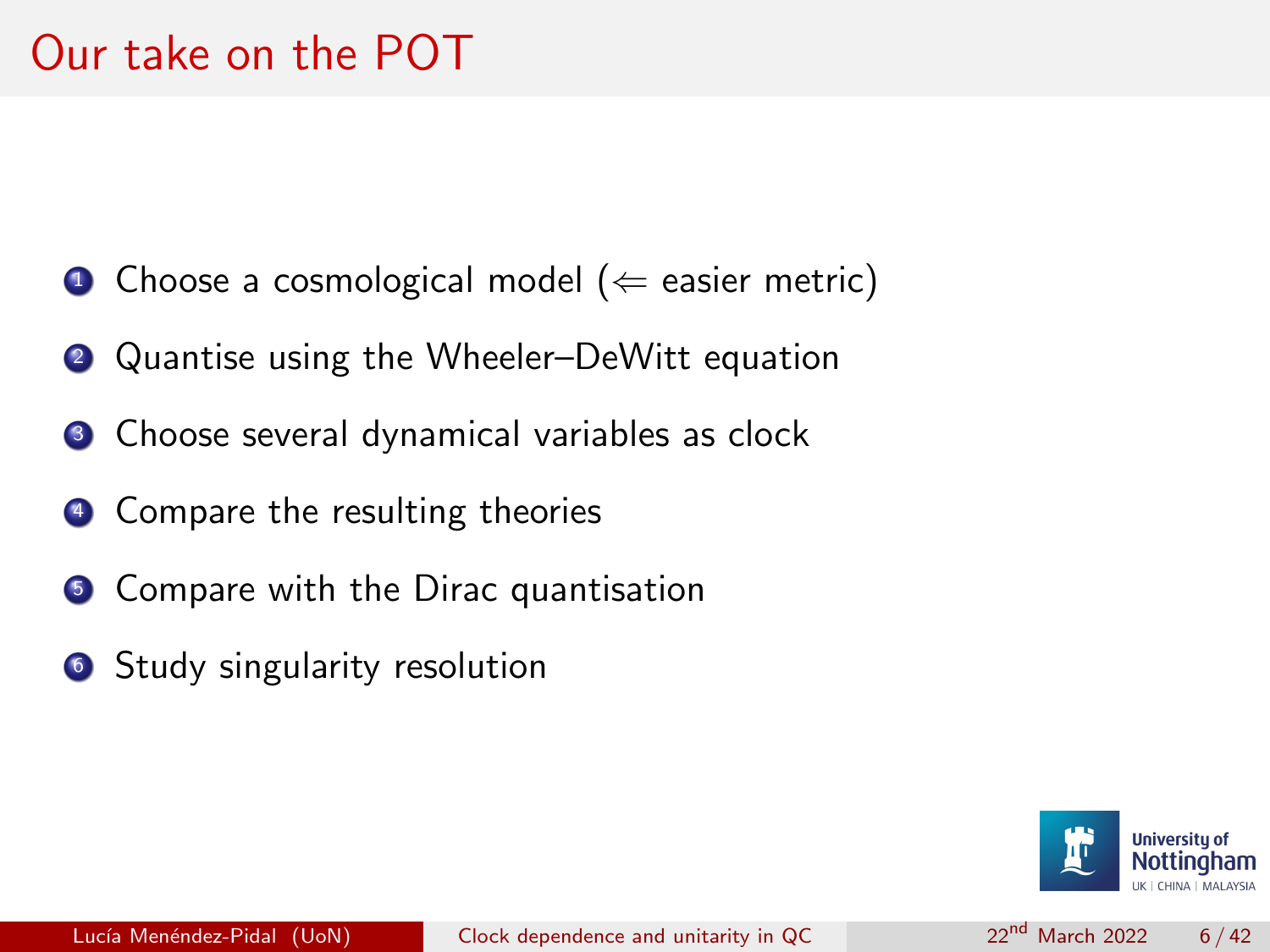# Our take on the POT

1. Choose a cosmological model ($\Leftarrow$ easier metric)
2. Quantise using the Wheeler–DeWitt equation
3. Choose several dynamical variables as clock
4. Compare the resulting theories
5. Compare with the Dirac quantisation
6. Study singularity resolution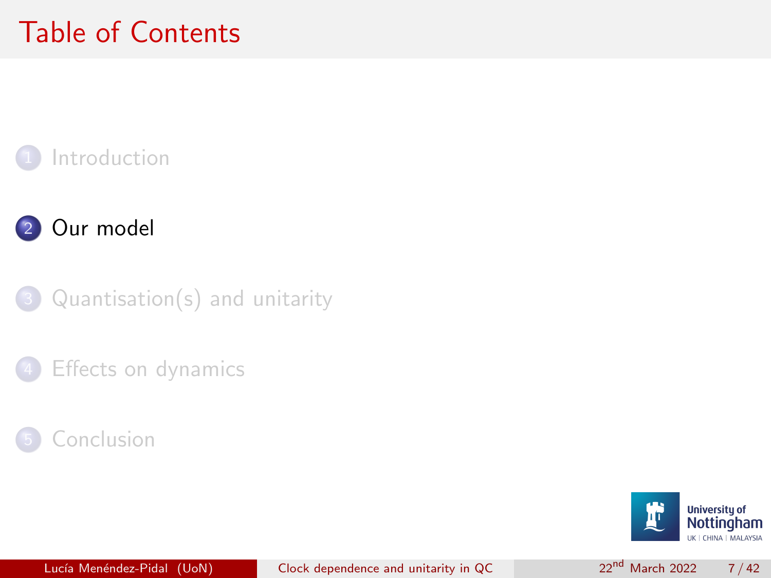# Table of Contents

1. Introduction
2. Our model
3. Quantisation(s) and unitarity
4. Effects on dynamics
5. Conclusion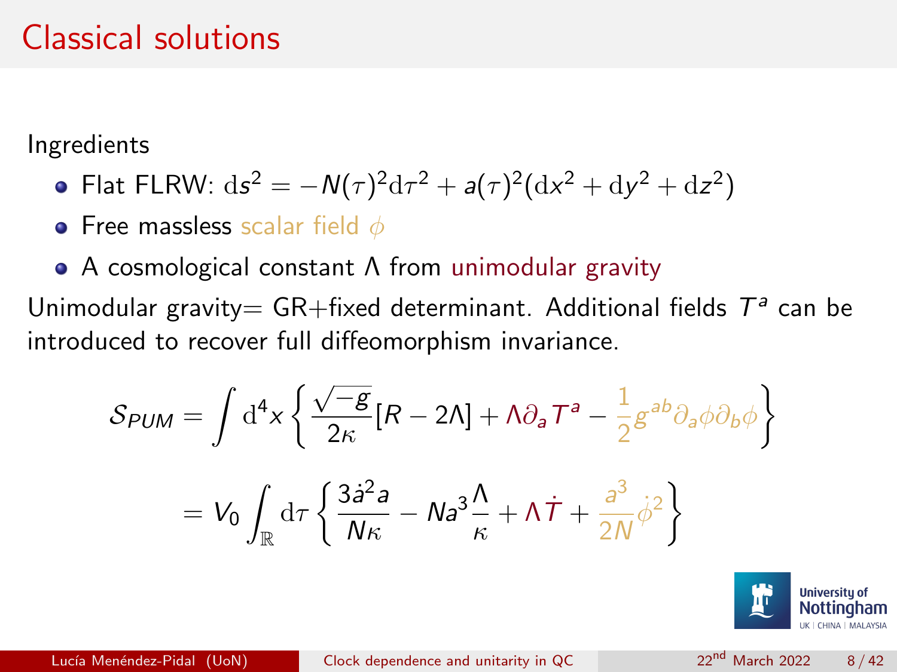# Classical solutions

Ingredients

- Flat FLRW: $\mathrm{d}s^2 = -N(\tau)^2 \mathrm{d}\tau^2 + a(\tau)^2(\mathrm{d}x^2 + \mathrm{d}y^2 + \mathrm{d}z^2)$
- Free massless scalar field $\phi$
- A cosmological constant $\Lambda$ from unimodular gravity

Unimodular gravity= GR+fixed determinant. Additional fields $T^a$ can be introduced to recover full diffeomorphism invariance.

$$
\mathcal{S}_{PUM} = \int \mathrm{d}^4 x \left\{ \frac{\sqrt{-g}}{2\kappa}[R - 2\Lambda] + \Lambda \partial_a T^a - \frac{1}{2} g^{ab} \partial_a \phi \partial_b \phi \right\}
$$

$$
= V_0 \int_{\mathbb{R}} \mathrm{d}\tau \left\{ \frac{3\dot{a}^2 a}{N\kappa} - N a^3 \frac{\Lambda}{\kappa} + \Lambda \dot{T} + \frac{a^3}{2N} \dot{\phi}^2 \right\}
$$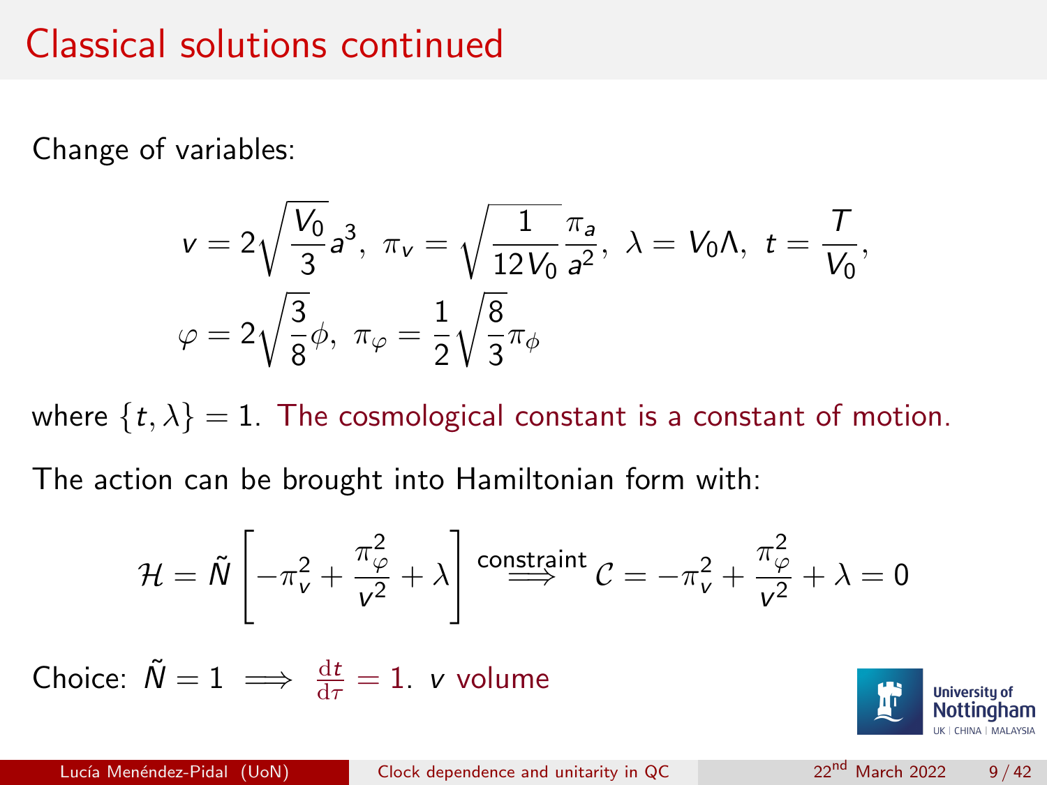# Classical solutions continued

Change of variables:

$$v = 2\sqrt{\frac{V_0}{3}}a^3,\ \pi_v = \sqrt{\frac{1}{12V_0}}\frac{\pi_a}{a^2},\ \lambda = V_0\Lambda,\ t = \frac{T}{V_0},$$

$$\varphi = 2\sqrt{\frac{3}{8}}\phi,\ \pi_\varphi = \frac{1}{2}\sqrt{\frac{8}{3}}\pi_\phi$$

where $\{t, \lambda\} = 1$. The cosmological constant is a constant of motion.

The action can be brought into Hamiltonian form with:

$$\mathcal{H} = \tilde{N}\left[-\pi_v^2 + \frac{\pi_\varphi^2}{v^2} + \lambda\right] \overset{\text{constraint}}{\Longrightarrow} \mathcal{C} = -\pi_v^2 + \frac{\pi_\varphi^2}{v^2} + \lambda = 0$$

Choice: $\tilde{N} = 1 \implies \frac{\mathrm{d}t}{\mathrm{d}\tau} = 1$. $v$ volume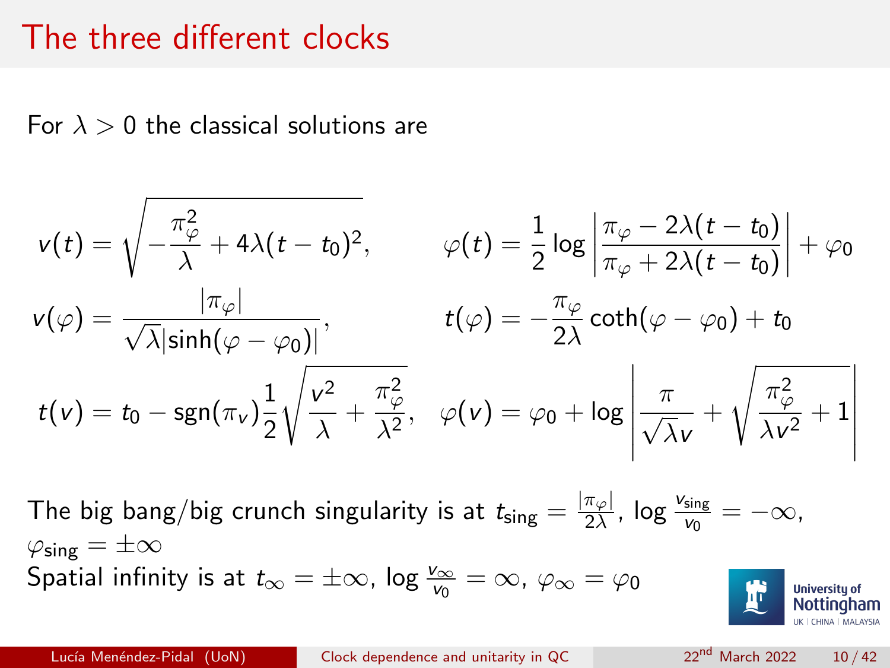# The three different clocks

For $\lambda > 0$ the classical solutions are

$$v(t) = \sqrt{-\frac{\pi_\varphi^2}{\lambda} + 4\lambda(t - t_0)^2}, \qquad \varphi(t) = \frac{1}{2}\log\left|\frac{\pi_\varphi - 2\lambda(t - t_0)}{\pi_\varphi + 2\lambda(t - t_0)}\right| + \varphi_0$$

$$v(\varphi) = \frac{|\pi_\varphi|}{\sqrt{\lambda}|\sinh(\varphi - \varphi_0)|}, \qquad t(\varphi) = -\frac{\pi_\varphi}{2\lambda}\coth(\varphi - \varphi_0) + t_0$$

$$t(v) = t_0 - \mathrm{sgn}(\pi_v)\frac{1}{2}\sqrt{\frac{v^2}{\lambda} + \frac{\pi_\varphi^2}{\lambda^2}}, \quad \varphi(v) = \varphi_0 + \log\left|\frac{\pi}{\sqrt{\lambda}v} + \sqrt{\frac{\pi_\varphi^2}{\lambda v^2} + 1}\right|$$

The big bang/big crunch singularity is at $t_{\mathrm{sing}} = \frac{|\pi_\varphi|}{2\lambda}$, $\log\frac{v_{\mathrm{sing}}}{v_0} = -\infty$, $\varphi_{\mathrm{sing}} = \pm\infty$

Spatial infinity is at $t_\infty = \pm\infty$, $\log\frac{v_\infty}{v_0} = \infty$, $\varphi_\infty = \varphi_0$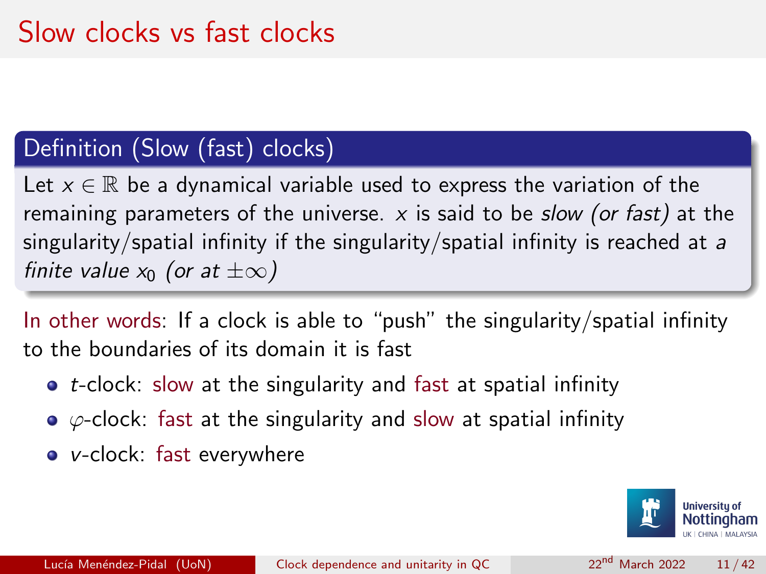# Slow clocks vs fast clocks

**Definition (Slow (fast) clocks)**

Let $x \in \mathbb{R}$ be a dynamical variable used to express the variation of the remaining parameters of the universe. $x$ is said to be *slow (or fast)* at the singularity/spatial infinity if the singularity/spatial infinity is reached at *a finite value* $x_0$ *(or at* $\pm\infty$*)*

In other words: If a clock is able to "push" the singularity/spatial infinity to the boundaries of its domain it is fast

- $t$-clock: slow at the singularity and fast at spatial infinity
- $\varphi$-clock: fast at the singularity and slow at spatial infinity
- $v$-clock: fast everywhere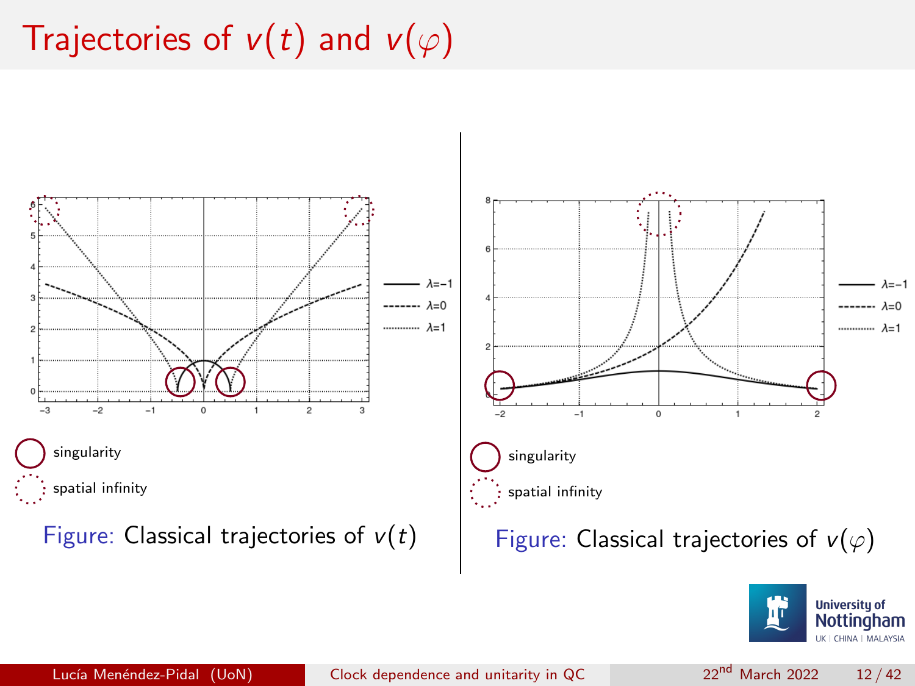# Trajectories of $v(t)$ and $v(\varphi)$

singularity

spatial infinity

Figure: Classical trajectories of $v(t)$

singularity

spatial infinity

Figure: Classical trajectories of $v(\varphi)$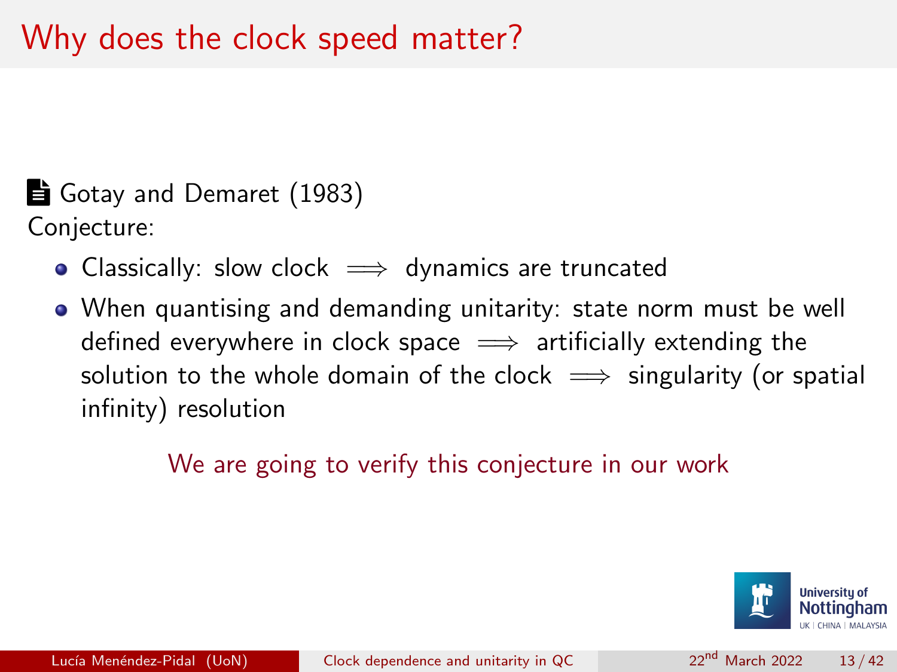# Why does the clock speed matter?

Gotay and Demaret (1983)

Conjecture:

- Classically: slow clock $\implies$ dynamics are truncated
- When quantising and demanding unitarity: state norm must be well defined everywhere in clock space $\implies$ artificially extending the solution to the whole domain of the clock $\implies$ singularity (or spatial infinity) resolution

We are going to verify this conjecture in our work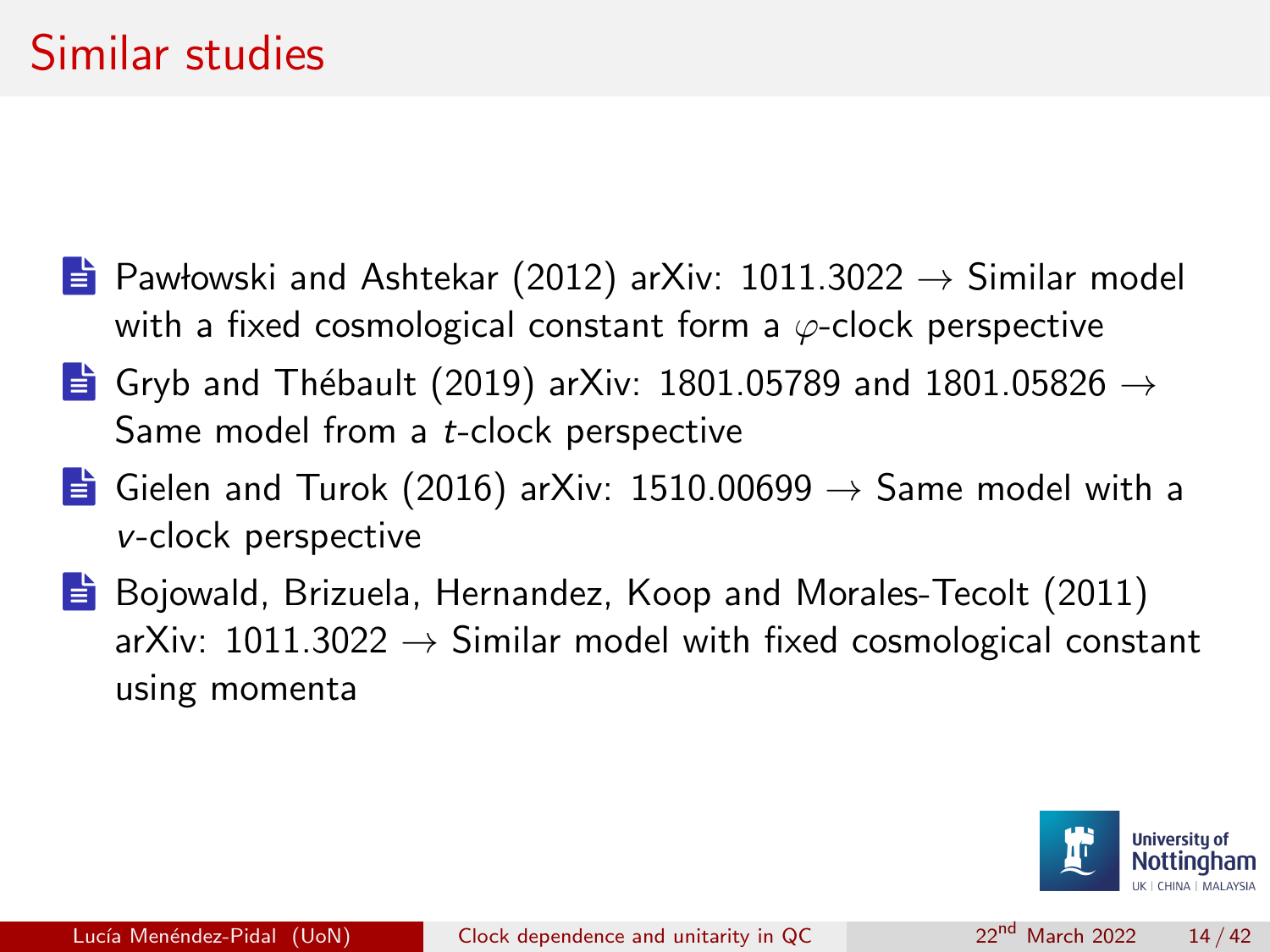# Similar studies

- Pawłowski and Ashtekar (2012) arXiv: 1011.3022 → Similar model with a fixed cosmological constant form a $\varphi$-clock perspective
- Gryb and Thébault (2019) arXiv: 1801.05789 and 1801.05826 → Same model from a $t$-clock perspective
- Gielen and Turok (2016) arXiv: 1510.00699 → Same model with a $v$-clock perspective
- Bojowald, Brizuela, Hernandez, Koop and Morales-Tecolt (2011) arXiv: 1011.3022 → Similar model with fixed cosmological constant using momenta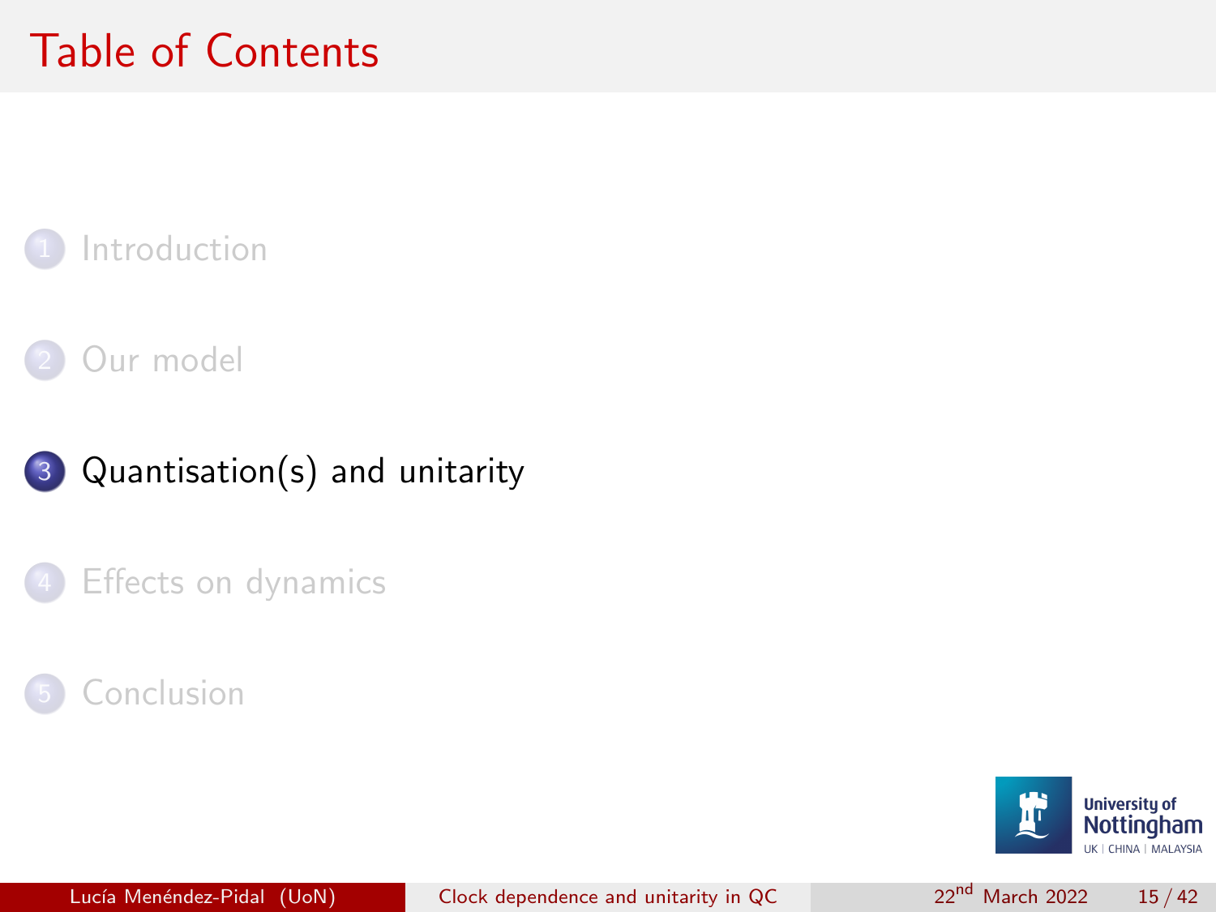# Table of Contents

1. Introduction
2. Our model
3. **Quantisation(s) and unitarity**
4. Effects on dynamics
5. Conclusion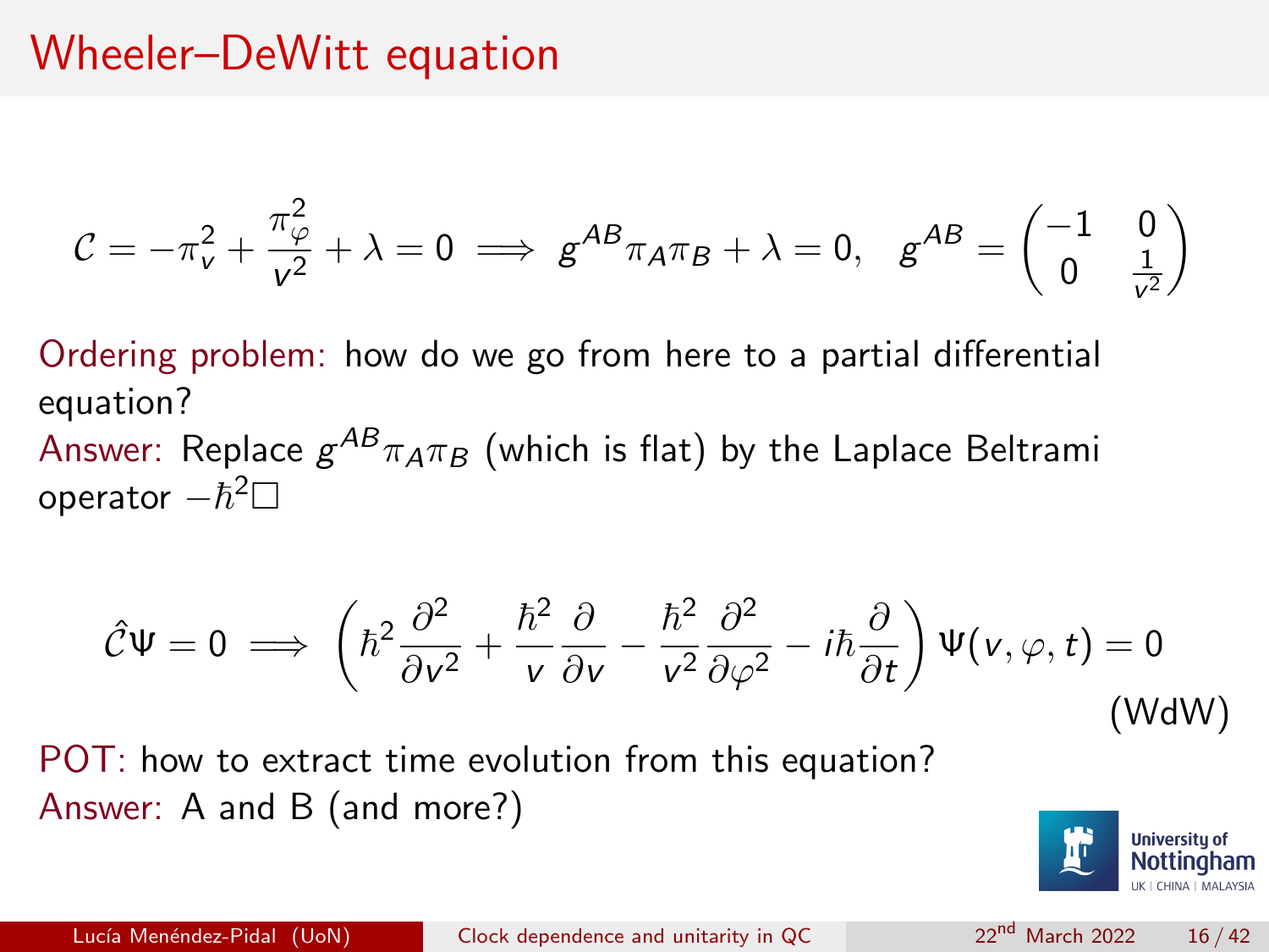# Wheeler–DeWitt equation

$$\mathcal{C} = -\pi_v^2 + \frac{\pi_\varphi^2}{v^2} + \lambda = 0 \implies g^{AB}\pi_A\pi_B + \lambda = 0, \quad g^{AB} = \begin{pmatrix} -1 & 0 \\ 0 & \frac{1}{v^2} \end{pmatrix}$$

Ordering problem: how do we go from here to a partial differential equation?

Answer: Replace $g^{AB}\pi_A\pi_B$ (which is flat) by the Laplace Beltrami operator $-\hbar^2\Box$

$$\hat{\mathcal{C}}\Psi = 0 \implies \left(\hbar^2\frac{\partial^2}{\partial v^2} + \frac{\hbar^2}{v}\frac{\partial}{\partial v} - \frac{\hbar^2}{v^2}\frac{\partial^2}{\partial \varphi^2} - i\hbar\frac{\partial}{\partial t}\right)\Psi(v, \varphi, t) = 0 \tag{WdW}$$

POT: how to extract time evolution from this equation?

Answer: A and B (and more?)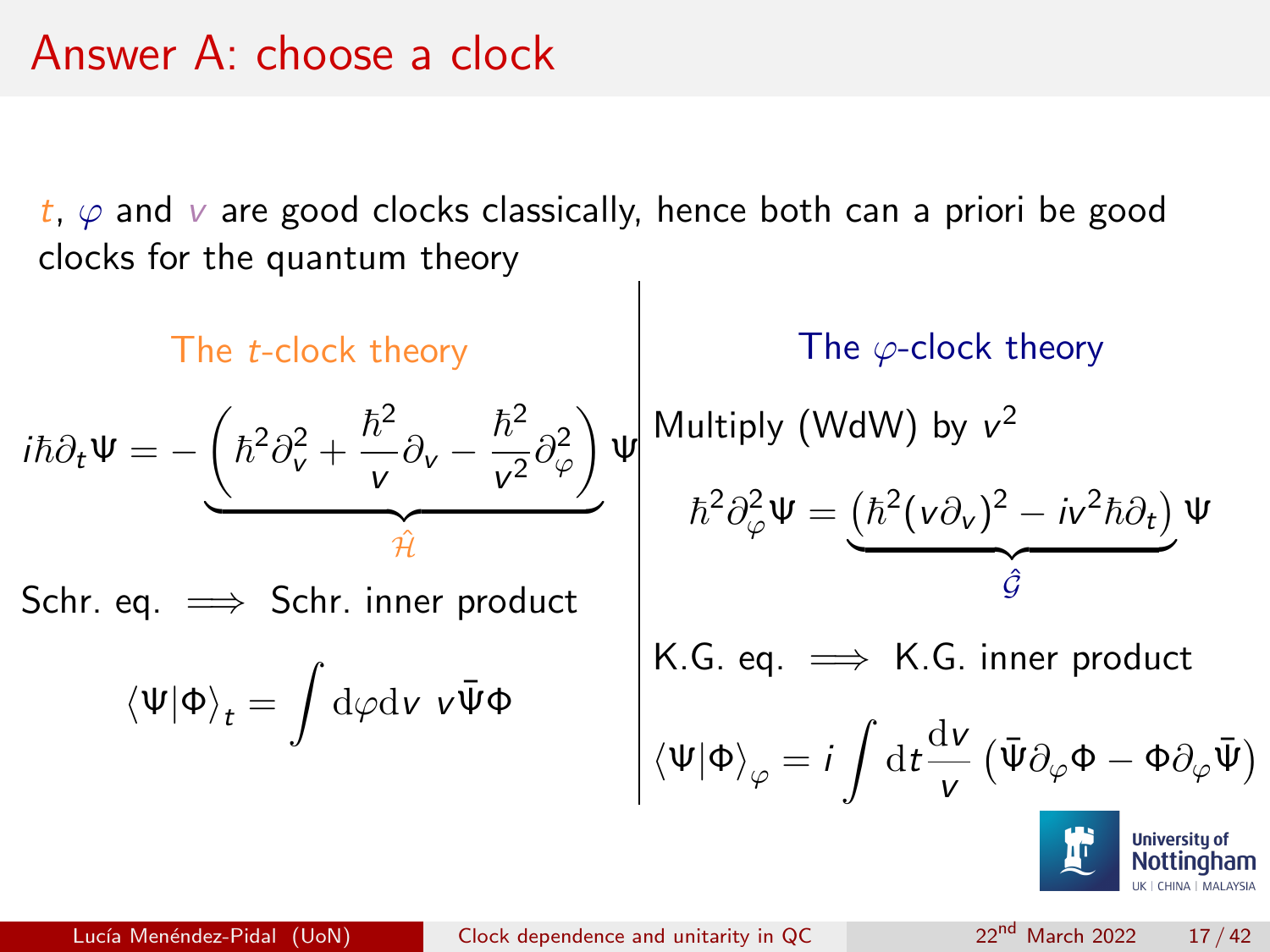# Answer A: choose a clock

$t$, $\varphi$ and $v$ are good clocks classically, hence both can a priori be good clocks for the quantum theory

## The $t$-clock theory

$$i\hbar\partial_t\Psi = -\underbrace{\left(\hbar^2\partial_v^2 + \frac{\hbar^2}{v}\partial_v - \frac{\hbar^2}{v^2}\partial_\varphi^2\right)}_{\hat{\mathcal{H}}}\Psi$$

Schr. eq. $\implies$ Schr. inner product

$$\langle\Psi|\Phi\rangle_t = \int \mathrm{d}\varphi\mathrm{d}v\ v\bar{\Psi}\Phi$$

## The $\varphi$-clock theory

Multiply (WdW) by $v^2$

$$\hbar^2\partial_\varphi^2\Psi = \underbrace{\left(\hbar^2(v\partial_v)^2 - iv^2\hbar\partial_t\right)}_{\hat{\mathcal{G}}}\Psi$$

K.G. eq. $\implies$ K.G. inner product

$$\langle\Psi|\Phi\rangle_\varphi = i\int \mathrm{d}t\frac{\mathrm{d}v}{v}\left(\bar{\Psi}\partial_\varphi\Phi - \Phi\partial_\varphi\bar{\Psi}\right)$$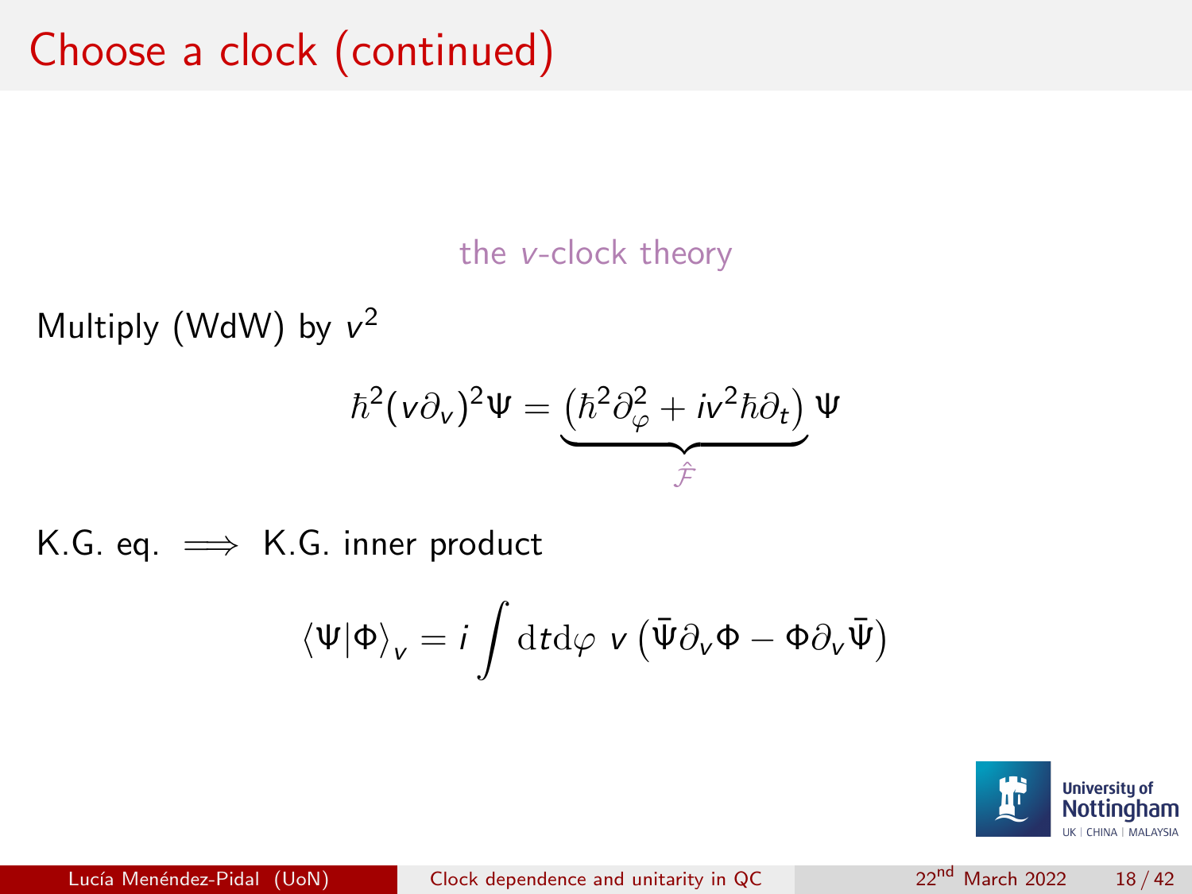# Choose a clock (continued)

the $v$-clock theory

Multiply (WdW) by $v^2$

$$\hbar^2 (v\partial_v)^2 \Psi = \underbrace{\left(\hbar^2 \partial_\varphi^2 + i v^2 \hbar \partial_t\right)}_{\hat{\mathcal{F}}} \Psi$$

K.G. eq. $\implies$ K.G. inner product

$$\langle \Psi | \Phi \rangle_v = i \int \mathrm{d}t \mathrm{d}\varphi \; v \left( \bar{\Psi} \partial_v \Phi - \Phi \partial_v \bar{\Psi} \right)$$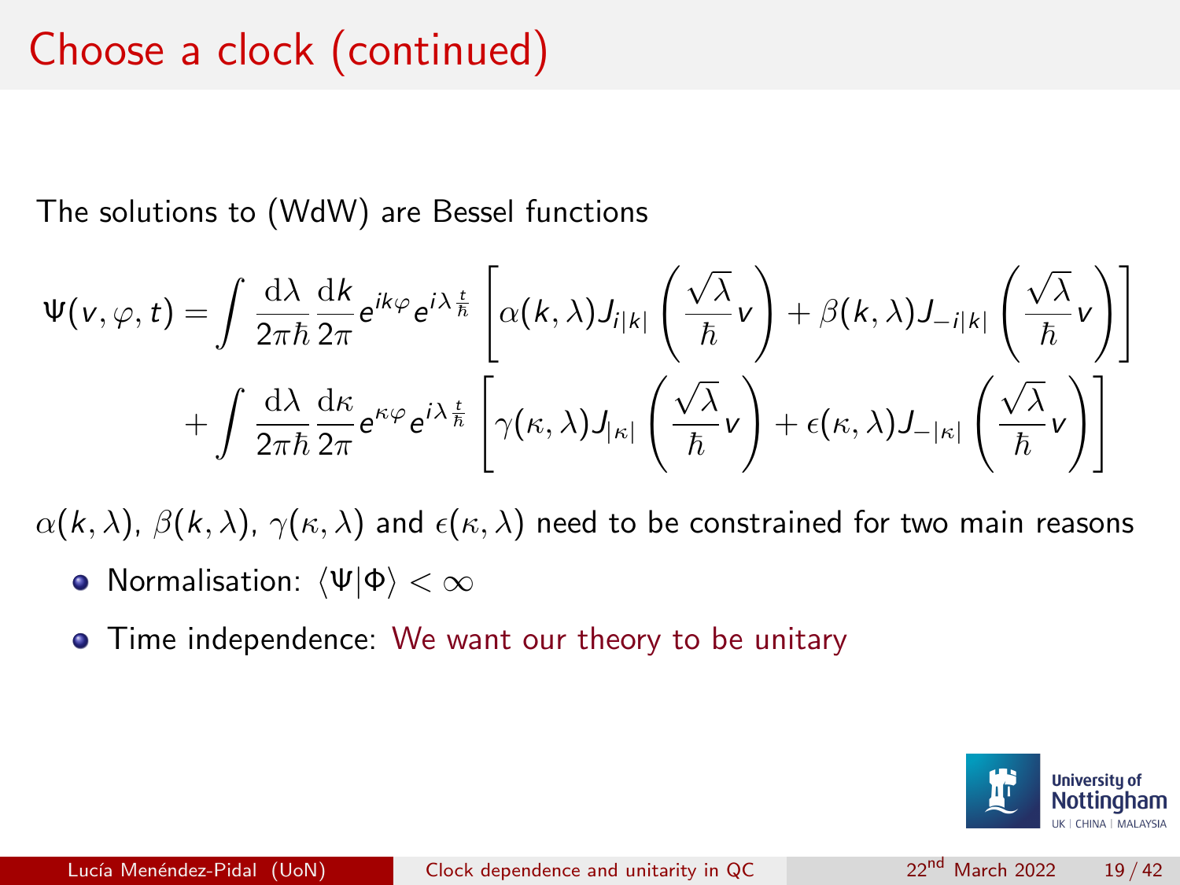# Choose a clock (continued)

The solutions to (WdW) are Bessel functions

$$
\begin{aligned}
\Psi(v, \varphi, t) = \int \frac{\mathrm{d}\lambda}{2\pi\hbar} \frac{\mathrm{d}k}{2\pi} e^{ik\varphi} e^{i\lambda\frac{t}{\hbar}} & \left[ \alpha(k, \lambda) J_{i|k|}\left(\frac{\sqrt{\lambda}}{\hbar} v\right) + \beta(k, \lambda) J_{-i|k|}\left(\frac{\sqrt{\lambda}}{\hbar} v\right) \right] \\
+ \int \frac{\mathrm{d}\lambda}{2\pi\hbar} \frac{\mathrm{d}\kappa}{2\pi} e^{\kappa\varphi} e^{i\lambda\frac{t}{\hbar}} & \left[ \gamma(\kappa, \lambda) J_{|\kappa|}\left(\frac{\sqrt{\lambda}}{\hbar} v\right) + \epsilon(\kappa, \lambda) J_{-|\kappa|}\left(\frac{\sqrt{\lambda}}{\hbar} v\right) \right]
\end{aligned}
$$

$\alpha(k, \lambda)$, $\beta(k, \lambda)$, $\gamma(\kappa, \lambda)$ and $\epsilon(\kappa, \lambda)$ need to be constrained for two main reasons

- Normalisation: $\langle \Psi | \Phi \rangle < \infty$
- Time independence: We want our theory to be unitary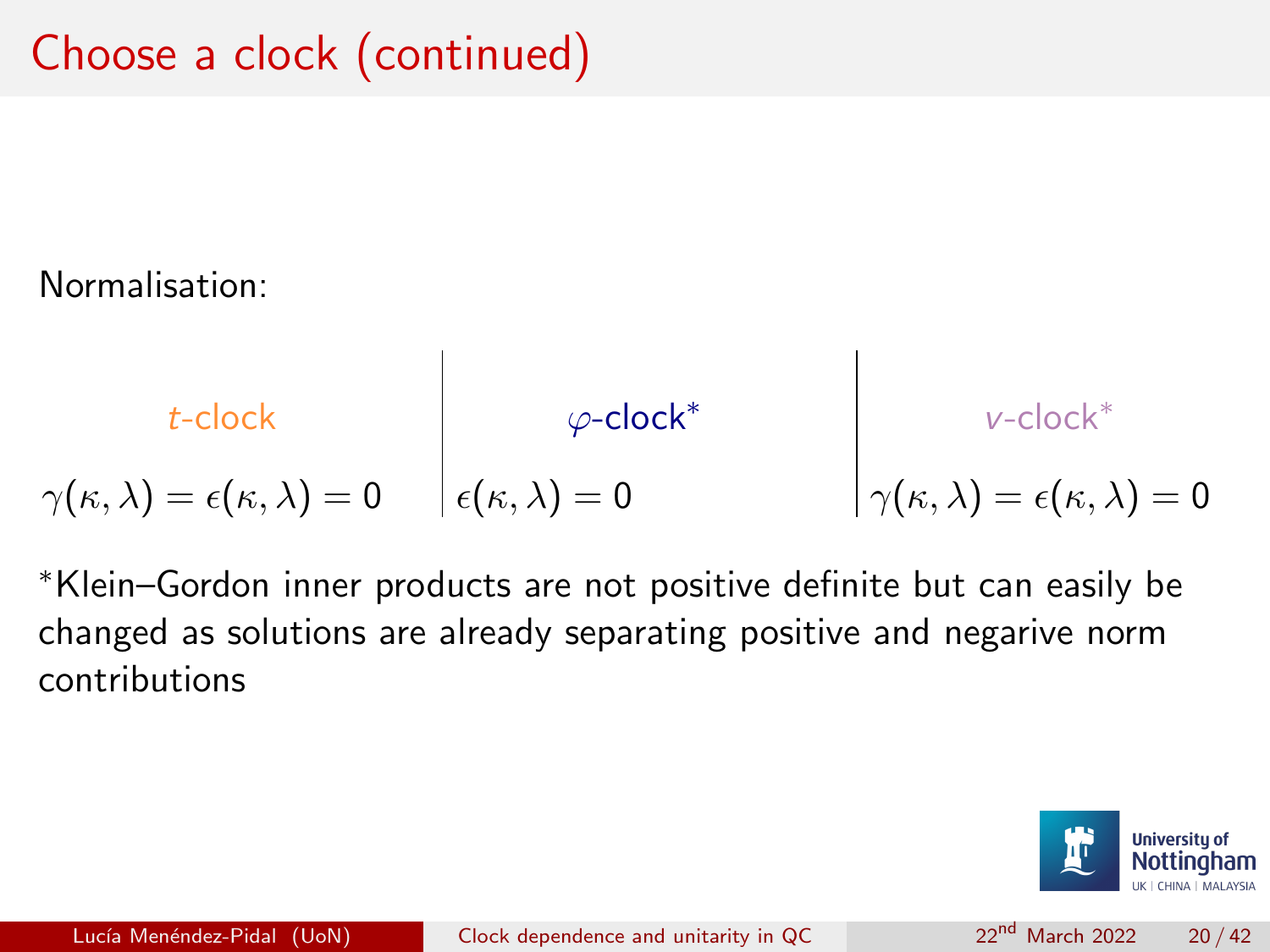# Choose a clock (continued)

Normalisation:

| *t*-clock | $\varphi$-clock* | *v*-clock* |
|---|---|---|
| $\gamma(\kappa,\lambda) = \epsilon(\kappa,\lambda) = 0$ | $\epsilon(\kappa,\lambda) = 0$ | $\gamma(\kappa,\lambda) = \epsilon(\kappa,\lambda) = 0$ |

*Klein–Gordon inner products are not positive definite but can easily be changed as solutions are already separating positive and negarive norm contributions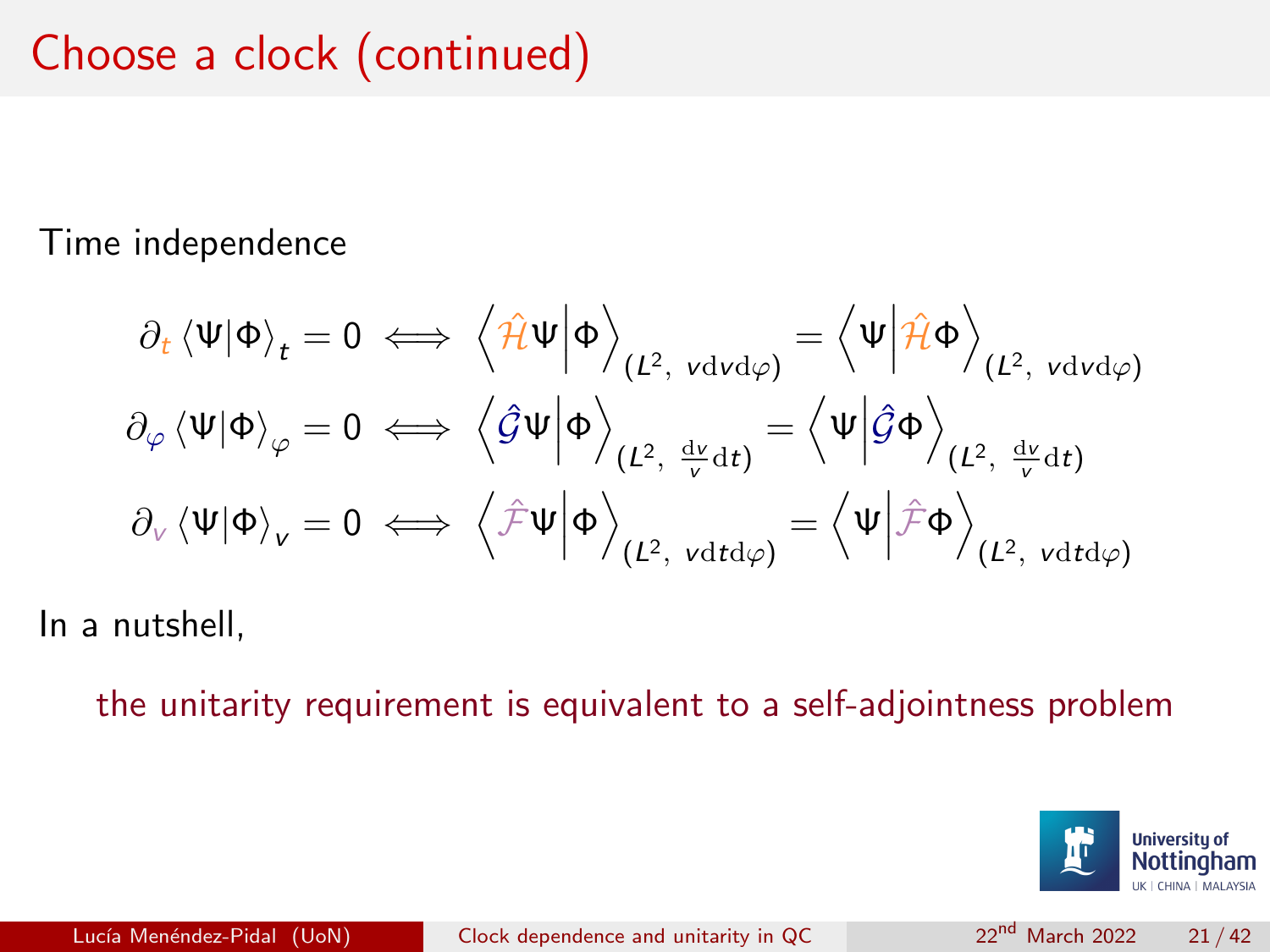# Choose a clock (continued)

Time independence

$$\partial_t \langle \Psi | \Phi \rangle_t = 0 \iff \left\langle \hat{\mathcal{H}} \Psi \middle| \Phi \right\rangle_{(L^2,\ v\mathrm{d}v\mathrm{d}\varphi)} = \left\langle \Psi \middle| \hat{\mathcal{H}} \Phi \right\rangle_{(L^2,\ v\mathrm{d}v\mathrm{d}\varphi)}$$

$$\partial_\varphi \langle \Psi | \Phi \rangle_\varphi = 0 \iff \left\langle \hat{\mathcal{G}} \Psi \middle| \Phi \right\rangle_{(L^2,\ \frac{\mathrm{d}v}{v}\mathrm{d}t)} = \left\langle \Psi \middle| \hat{\mathcal{G}} \Phi \right\rangle_{(L^2,\ \frac{\mathrm{d}v}{v}\mathrm{d}t)}$$

$$\partial_v \langle \Psi | \Phi \rangle_v = 0 \iff \left\langle \hat{\mathcal{F}} \Psi \middle| \Phi \right\rangle_{(L^2,\ v\mathrm{d}t\mathrm{d}\varphi)} = \left\langle \Psi \middle| \hat{\mathcal{F}} \Phi \right\rangle_{(L^2,\ v\mathrm{d}t\mathrm{d}\varphi)}$$

In a nutshell,

the unitarity requirement is equivalent to a self-adjointness problem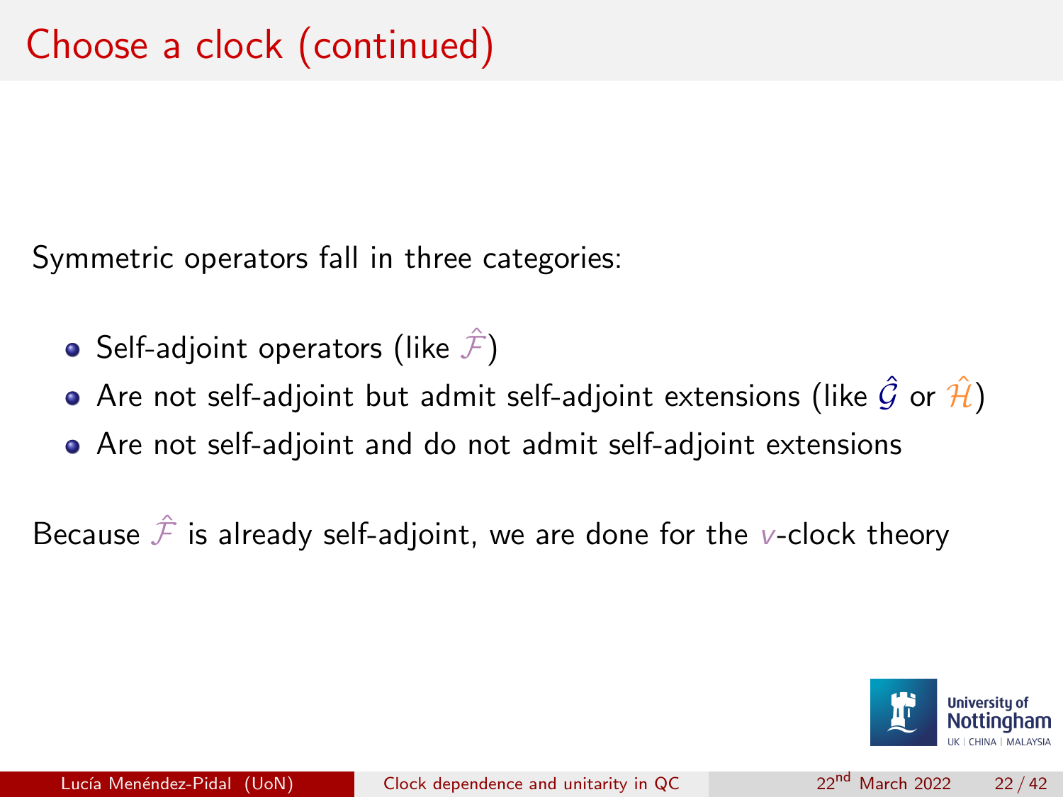# Choose a clock (continued)

Symmetric operators fall in three categories:

- Self-adjoint operators (like $\hat{\mathcal{F}}$)
- Are not self-adjoint but admit self-adjoint extensions (like $\hat{\mathcal{G}}$ or $\hat{\mathcal{H}}$)
- Are not self-adjoint and do not admit self-adjoint extensions

Because $\hat{\mathcal{F}}$ is already self-adjoint, we are done for the $v$-clock theory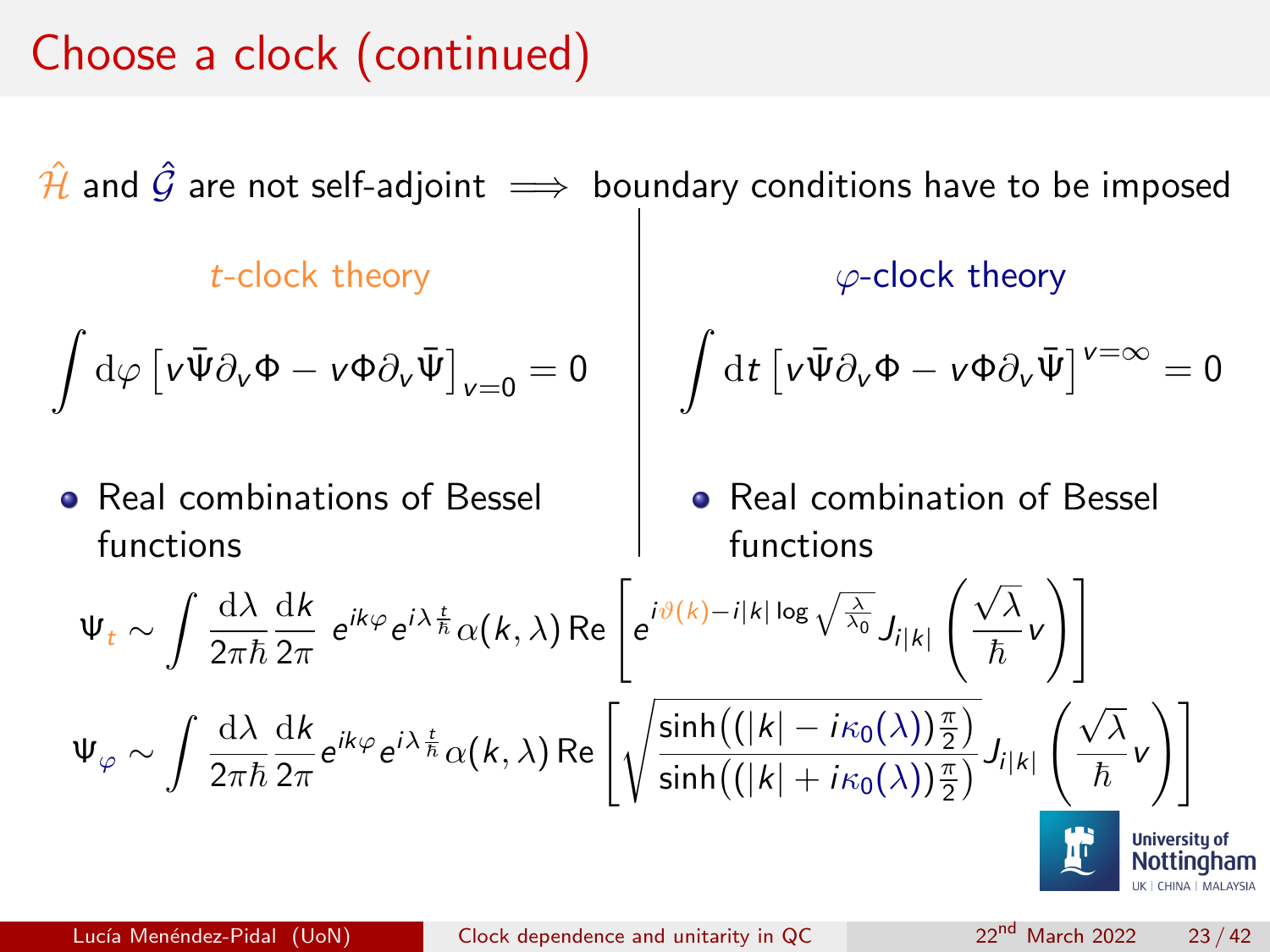# Choose a clock (continued)

$\hat{\mathcal{H}}$ and $\hat{\mathcal{G}}$ are not self-adjoint $\implies$ boundary conditions have to be imposed

**$t$-clock theory**

$$\int \mathrm{d}\varphi \left[ v\bar{\Psi}\partial_v \Phi - v\Phi\partial_v \bar{\Psi} \right]_{v=0} = 0$$

- Real combinations of Bessel functions

**$\varphi$-clock theory**

$$\int \mathrm{d}t \left[ v\bar{\Psi}\partial_v \Phi - v\Phi\partial_v \bar{\Psi} \right]^{v=\infty} = 0$$

- Real combination of Bessel functions

$$\Psi_t \sim \int \frac{\mathrm{d}\lambda}{2\pi\hbar}\frac{\mathrm{d}k}{2\pi}\; e^{ik\varphi} e^{i\lambda\frac{t}{\hbar}} \alpha(k,\lambda)\, \mathrm{Re}\left[ e^{i\vartheta(k) - i|k|\log\sqrt{\frac{\lambda}{\lambda_0}}} J_{i|k|}\left(\frac{\sqrt{\lambda}}{\hbar}v\right)\right]$$

$$\Psi_\varphi \sim \int \frac{\mathrm{d}\lambda}{2\pi\hbar}\frac{\mathrm{d}k}{2\pi} e^{ik\varphi} e^{i\lambda\frac{t}{\hbar}} \alpha(k,\lambda)\, \mathrm{Re}\left[ \sqrt{\frac{\sinh\left((|k| - i\kappa_0(\lambda))\frac{\pi}{2}\right)}{\sinh\left((|k| + i\kappa_0(\lambda))\frac{\pi}{2}\right)}} J_{i|k|}\left(\frac{\sqrt{\lambda}}{\hbar}v\right)\right]$$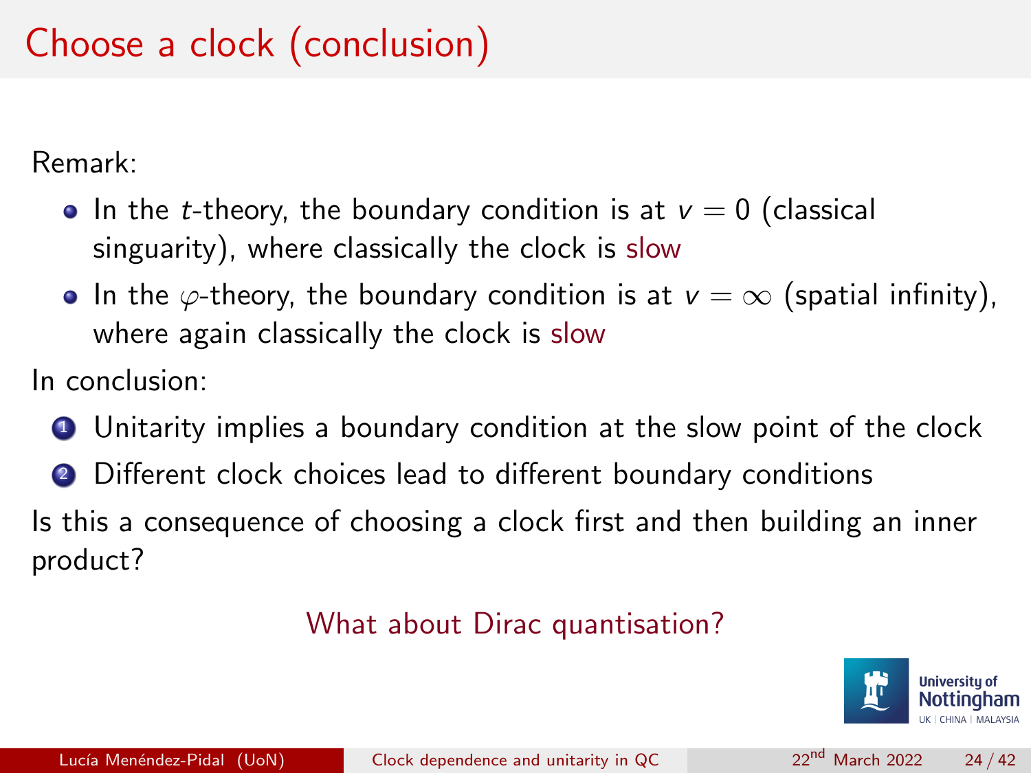# Choose a clock (conclusion)

Remark:

- In the $t$-theory, the boundary condition is at $v = 0$ (classical singuarity), where classically the clock is slow
- In the $\varphi$-theory, the boundary condition is at $v = \infty$ (spatial infinity), where again classically the clock is slow

In conclusion:

1. Unitarity implies a boundary condition at the slow point of the clock
2. Different clock choices lead to different boundary conditions

Is this a consequence of choosing a clock first and then building an inner product?

What about Dirac quantisation?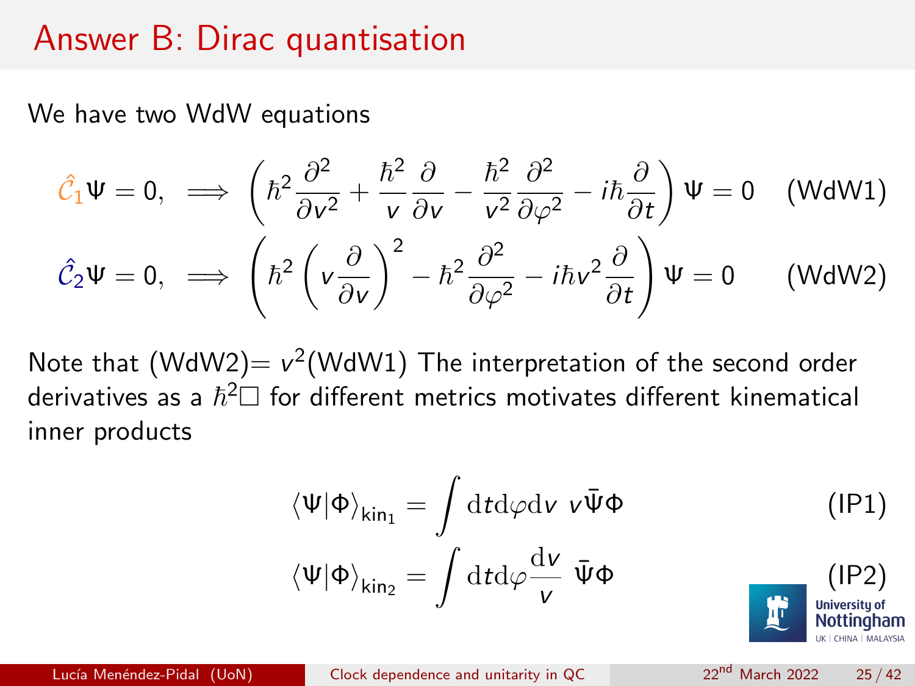# Answer B: Dirac quantisation

We have two WdW equations

$$\hat{\mathcal{C}}_1\Psi = 0, \implies \left(\hbar^2 \frac{\partial^2}{\partial v^2} + \frac{\hbar^2}{v}\frac{\partial}{\partial v} - \frac{\hbar^2}{v^2}\frac{\partial^2}{\partial \varphi^2} - i\hbar\frac{\partial}{\partial t}\right)\Psi = 0 \quad \text{(WdW1)}$$

$$\hat{\mathcal{C}}_2\Psi = 0, \implies \left(\hbar^2 \left(v\frac{\partial}{\partial v}\right)^2 - \hbar^2\frac{\partial^2}{\partial \varphi^2} - i\hbar v^2\frac{\partial}{\partial t}\right)\Psi = 0 \quad \text{(WdW2)}$$

Note that (WdW2)$= v^2$(WdW1) The interpretation of the second order derivatives as a $\hbar^2\Box$ for different metrics motivates different kinematical inner products

$$\langle \Psi | \Phi \rangle_{\text{kin}_1} = \int \mathrm{d}t\mathrm{d}\varphi\mathrm{d}v \; v\bar{\Psi}\Phi \quad \text{(IP1)}$$

$$\langle \Psi | \Phi \rangle_{\text{kin}_2} = \int \mathrm{d}t\mathrm{d}\varphi\frac{\mathrm{d}v}{v} \; \bar{\Psi}\Phi \quad \text{(IP2)}$$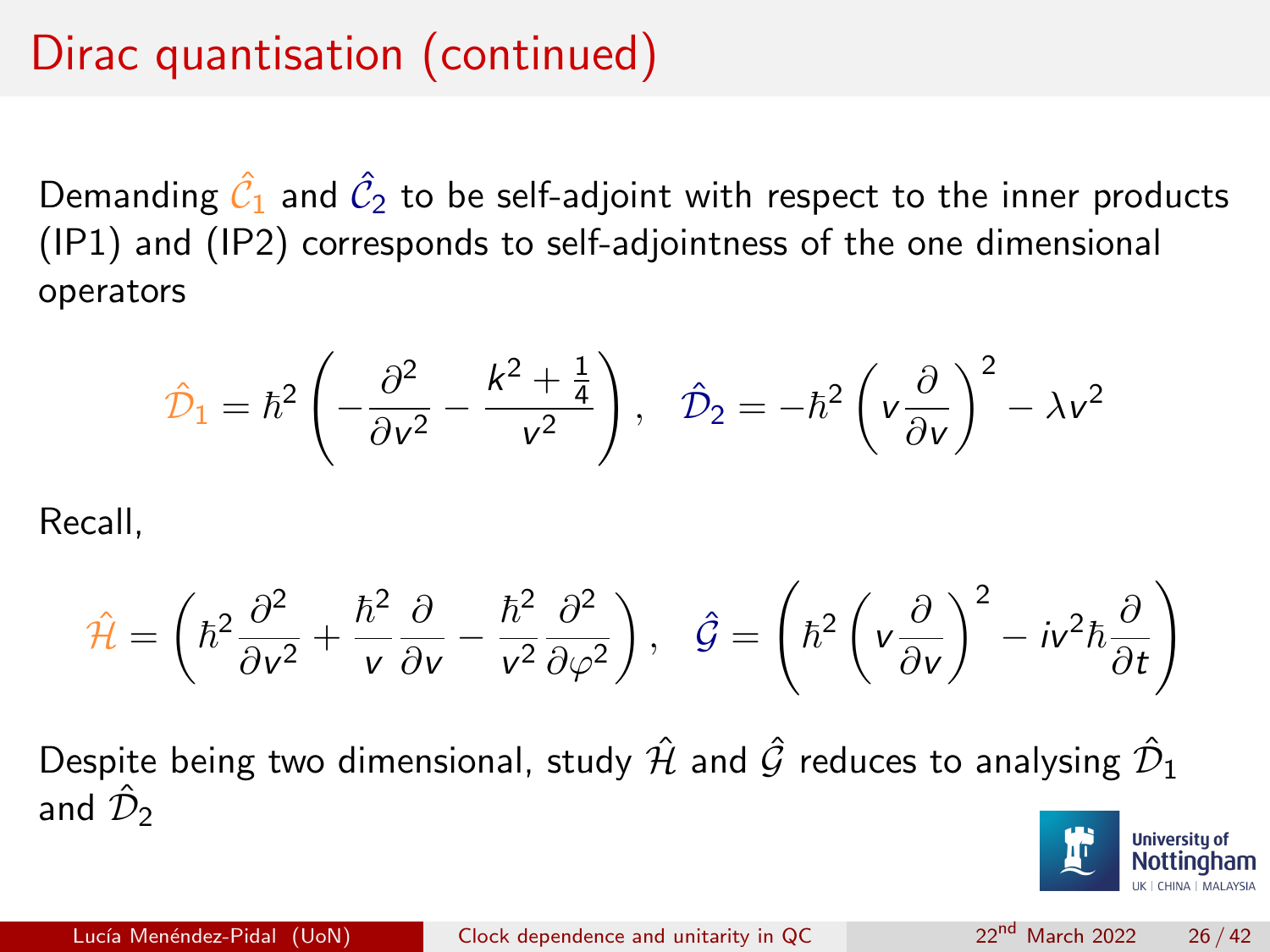# Dirac quantisation (continued)

Demanding $\hat{\mathcal{C}}_1$ and $\hat{\mathcal{C}}_2$ to be self-adjoint with respect to the inner products (IP1) and (IP2) corresponds to self-adjointness of the one dimensional operators

$$\hat{\mathcal{D}}_1 = \hbar^2 \left( -\frac{\partial^2}{\partial v^2} - \frac{k^2 + \frac{1}{4}}{v^2} \right), \quad \hat{\mathcal{D}}_2 = -\hbar^2 \left( v \frac{\partial}{\partial v} \right)^2 - \lambda v^2$$

Recall,

$$\hat{\mathcal{H}} = \left( \hbar^2 \frac{\partial^2}{\partial v^2} + \frac{\hbar^2}{v} \frac{\partial}{\partial v} - \frac{\hbar^2}{v^2} \frac{\partial^2}{\partial \varphi^2} \right), \quad \hat{\mathcal{G}} = \left( \hbar^2 \left( v \frac{\partial}{\partial v} \right)^2 - i v^2 \hbar \frac{\partial}{\partial t} \right)$$

Despite being two dimensional, study $\hat{\mathcal{H}}$ and $\hat{\mathcal{G}}$ reduces to analysing $\hat{\mathcal{D}}_1$ and $\hat{\mathcal{D}}_2$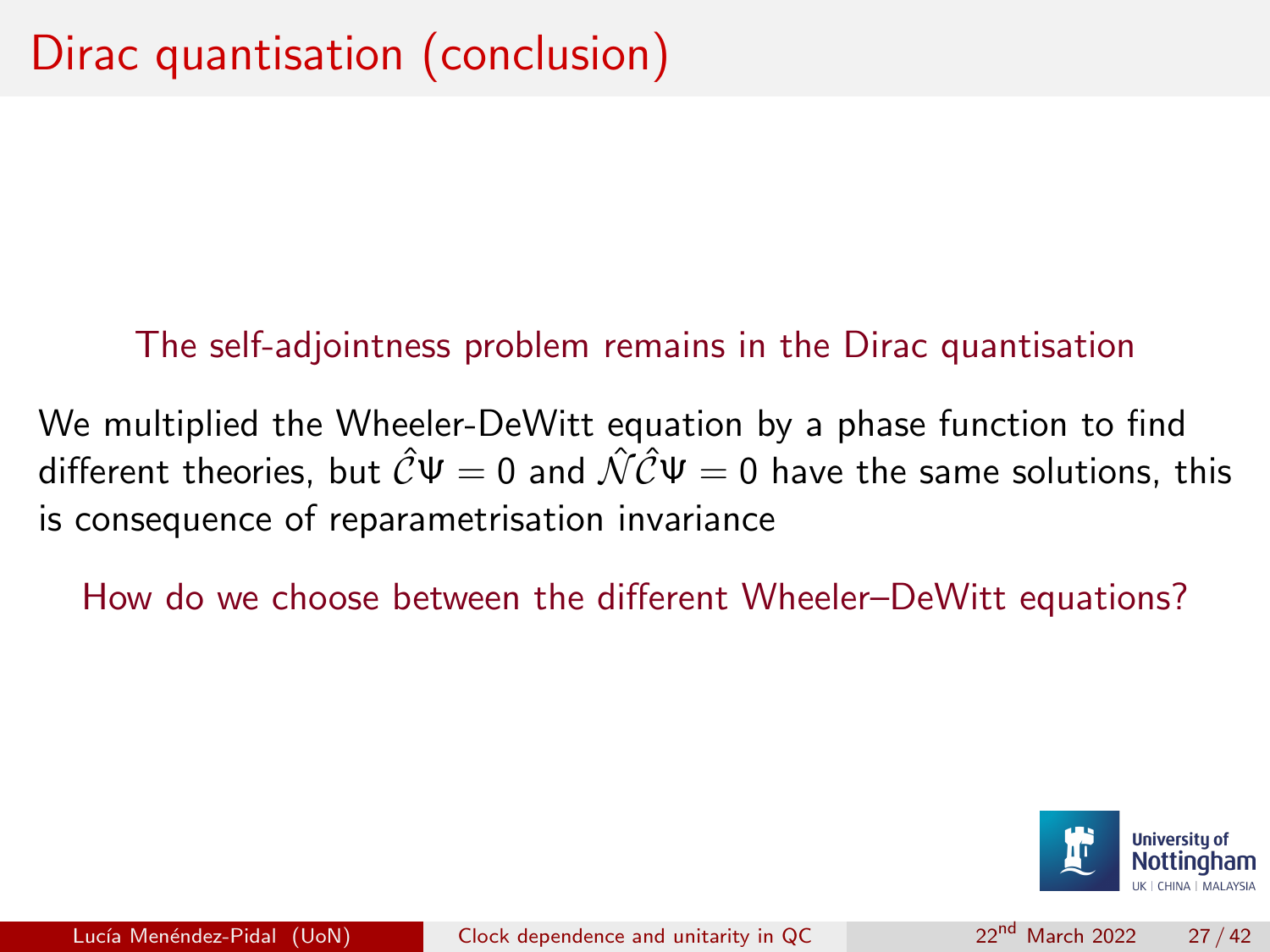# Dirac quantisation (conclusion)

The self-adjointness problem remains in the Dirac quantisation

We multiplied the Wheeler-DeWitt equation by a phase function to find different theories, but $\hat{\mathcal{C}}\Psi = 0$ and $\hat{\mathcal{N}}\hat{\mathcal{C}}\Psi = 0$ have the same solutions, this is consequence of reparametrisation invariance

How do we choose between the different Wheeler–DeWitt equations?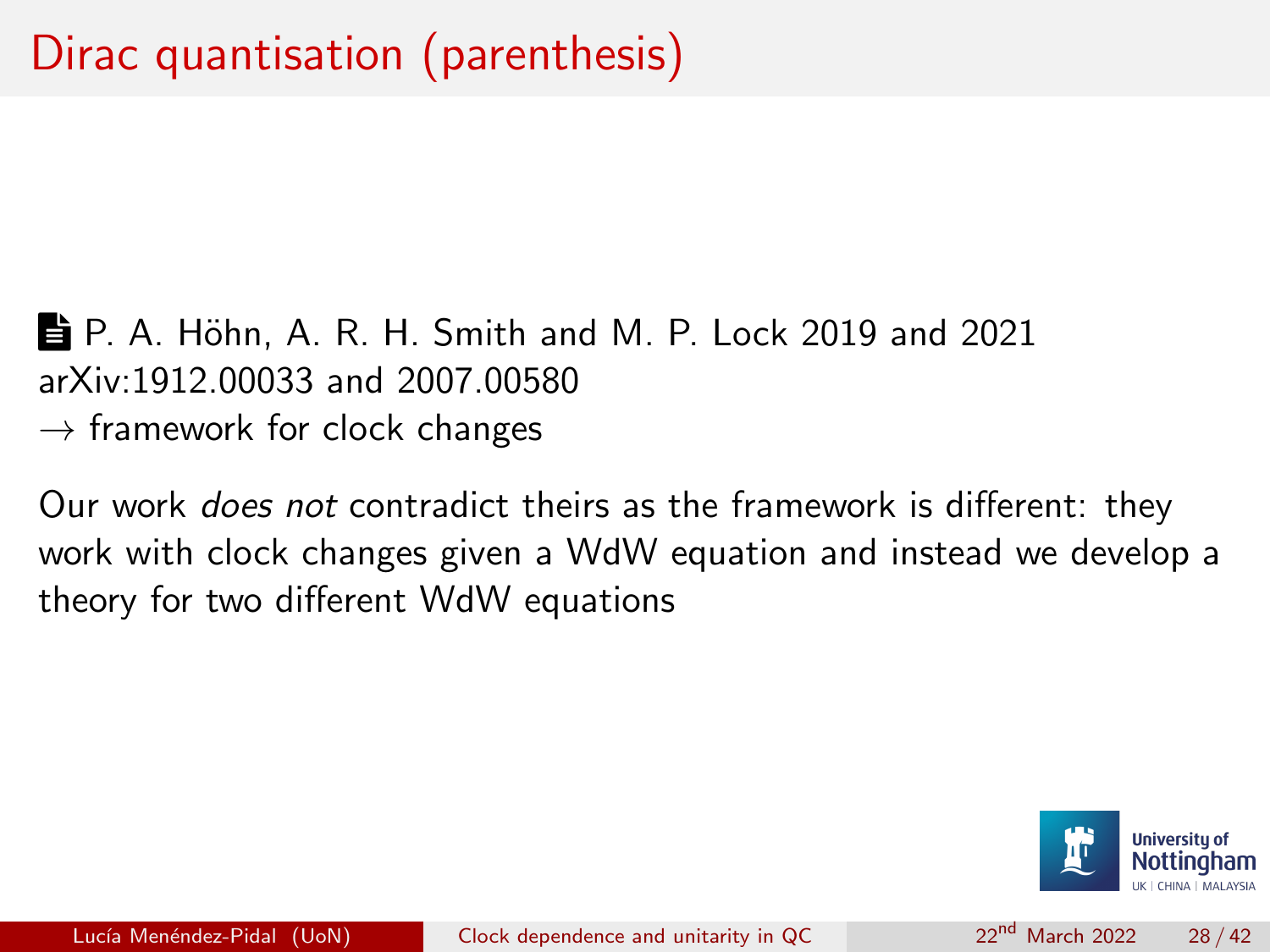# Dirac quantisation (parenthesis)

P. A. Höhn, A. R. H. Smith and M. P. Lock 2019 and 2021
arXiv:1912.00033 and 2007.00580
$\rightarrow$ framework for clock changes

Our work *does not* contradict theirs as the framework is different: they work with clock changes given a WdW equation and instead we develop a theory for two different WdW equations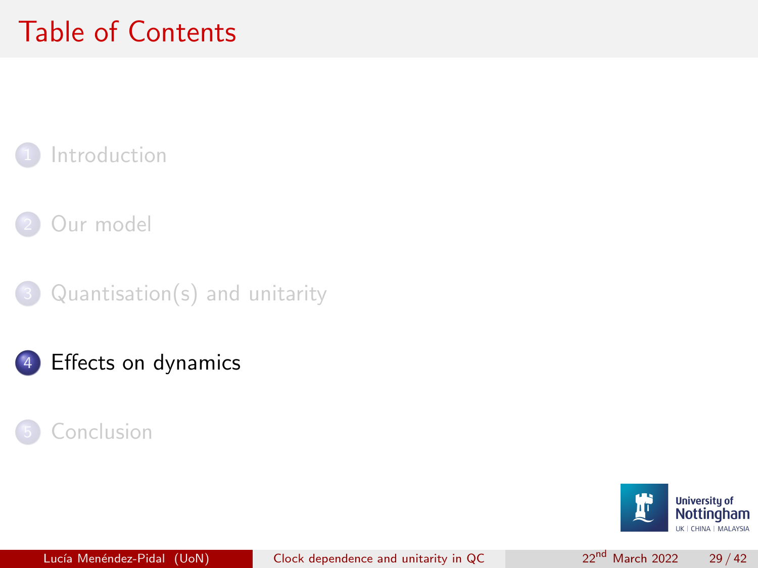# Table of Contents

1. Introduction
2. Our model
3. Quantisation(s) and unitarity
4. Effects on dynamics
5. Conclusion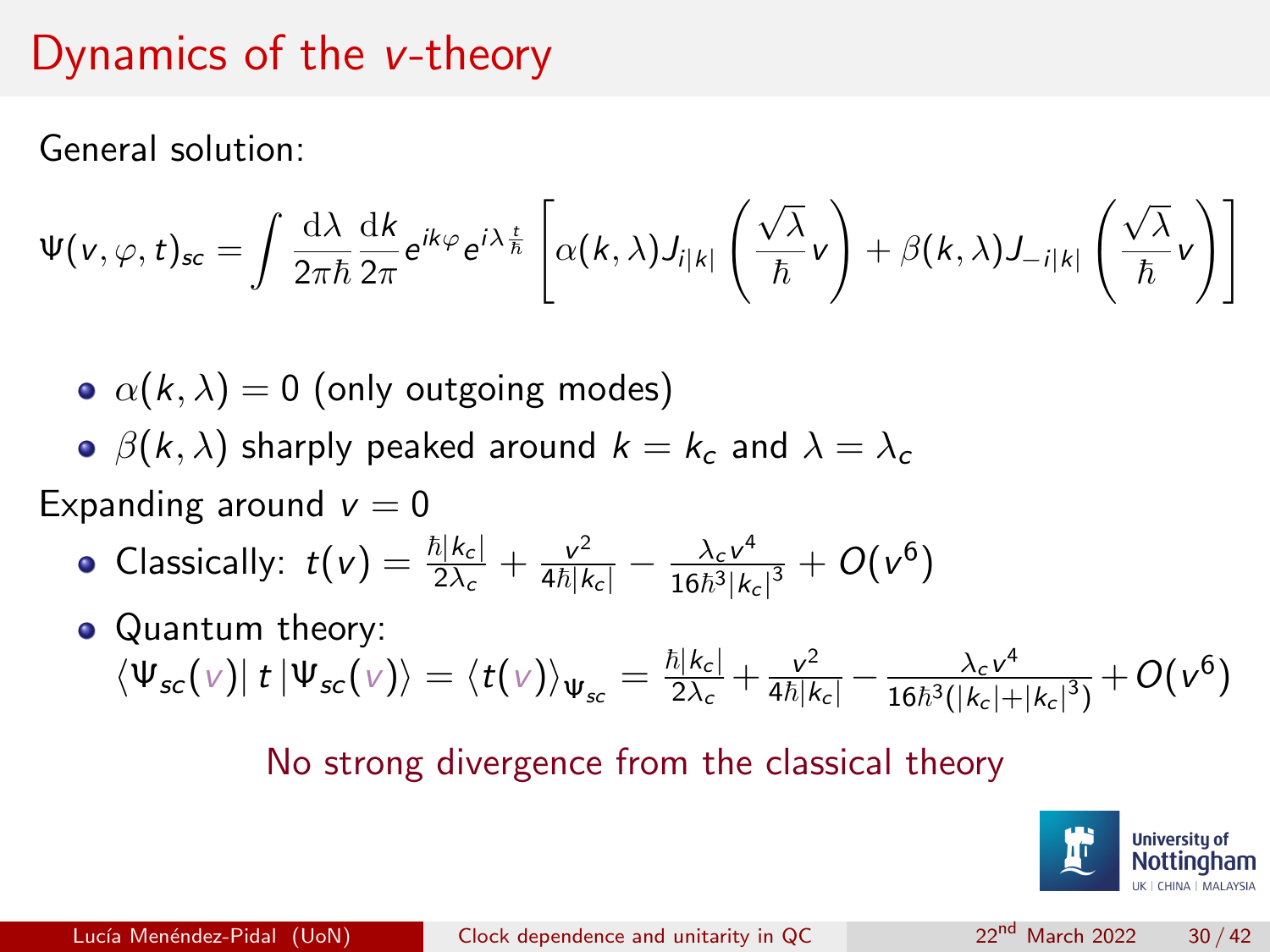# Dynamics of the $v$-theory

General solution:

$$\Psi(v,\varphi,t)_{sc} = \int \frac{\mathrm{d}\lambda}{2\pi\hbar}\frac{\mathrm{d}k}{2\pi} e^{ik\varphi} e^{i\lambda\frac{t}{\hbar}} \left[\alpha(k,\lambda) J_{i|k|}\left(\frac{\sqrt{\lambda}}{\hbar}v\right) + \beta(k,\lambda) J_{-i|k|}\left(\frac{\sqrt{\lambda}}{\hbar}v\right)\right]$$

- $\alpha(k,\lambda) = 0$ (only outgoing modes)
- $\beta(k,\lambda)$ sharply peaked around $k = k_c$ and $\lambda = \lambda_c$

Expanding around $v = 0$

- Classically: $t(v) = \frac{\hbar|k_c|}{2\lambda_c} + \frac{v^2}{4\hbar|k_c|} - \frac{\lambda_c v^4}{16\hbar^3|k_c|^3} + O(v^6)$
- Quantum theory:
  $\langle\Psi_{sc}(v)|\, t\, |\Psi_{sc}(v)\rangle = \langle t(v)\rangle_{\Psi_{sc}} = \frac{\hbar|k_c|}{2\lambda_c} + \frac{v^2}{4\hbar|k_c|} - \frac{\lambda_c v^4}{16\hbar^3(|k_c|+|k_c|^3)} + O(v^6)$

No strong divergence from the classical theory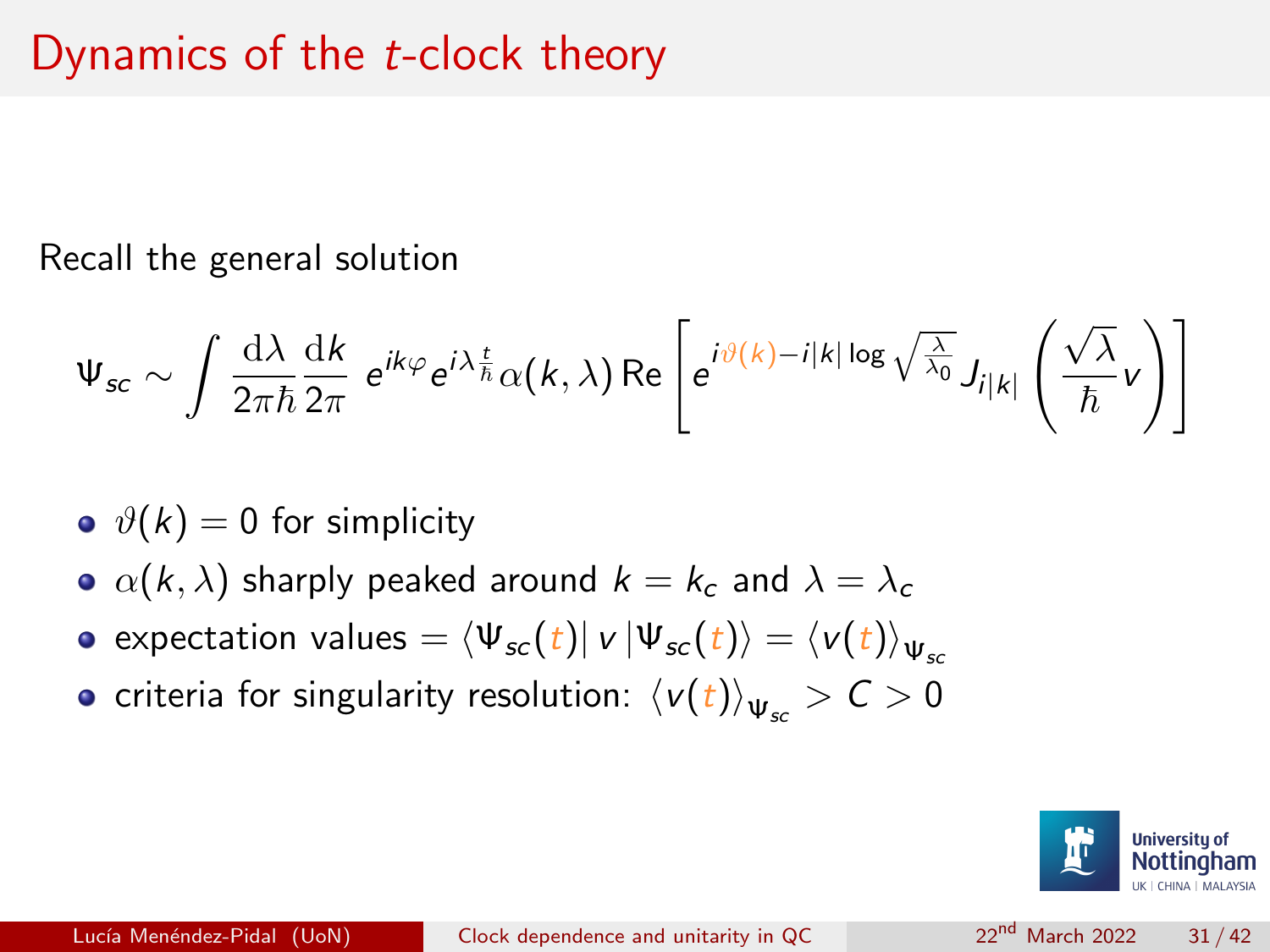# Dynamics of the $t$-clock theory

Recall the general solution

$$\Psi_{sc} \sim \int \frac{\mathrm{d}\lambda}{2\pi\hbar}\frac{\mathrm{d}k}{2\pi}\; e^{ik\varphi}e^{i\lambda\frac{t}{\hbar}}\alpha(k,\lambda)\,\mathrm{Re}\left[e^{i\vartheta(k)-i|k|\log\sqrt{\frac{\lambda}{\lambda_0}}}J_{i|k|}\left(\frac{\sqrt{\lambda}}{\hbar}v\right)\right]$$

- $\vartheta(k) = 0$ for simplicity
- $\alpha(k,\lambda)$ sharply peaked around $k = k_c$ and $\lambda = \lambda_c$
- expectation values $= \langle\Psi_{sc}(t)|\, v\, |\Psi_{sc}(t)\rangle = \langle v(t)\rangle_{\Psi_{sc}}$
- criteria for singularity resolution: $\langle v(t)\rangle_{\Psi_{sc}} > C > 0$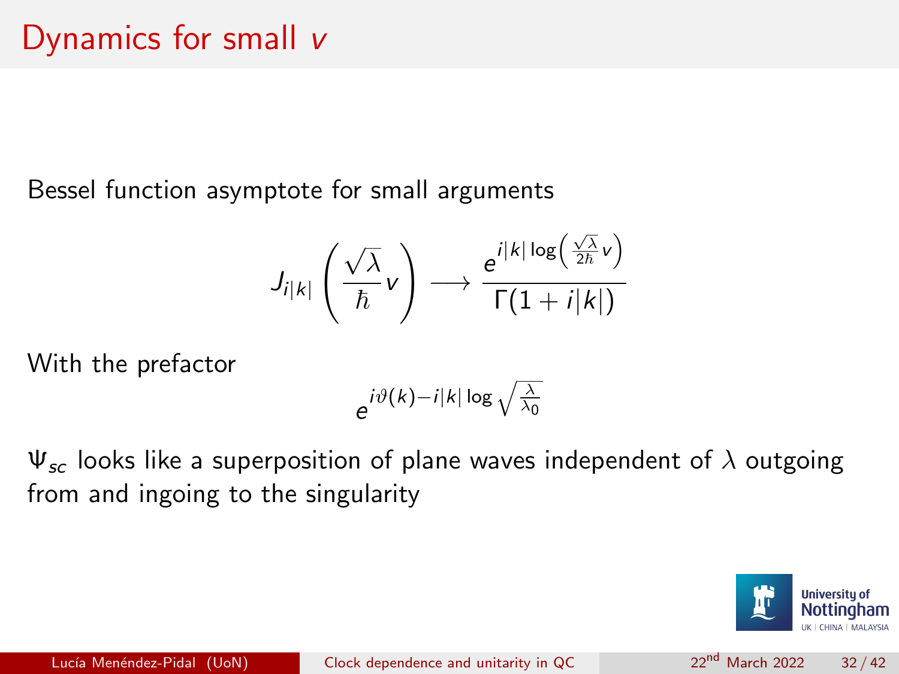# Dynamics for small $v$

Bessel function asymptote for small arguments

$$J_{i|k|}\left(\frac{\sqrt{\lambda}}{\hbar}v\right) \longrightarrow \frac{e^{i|k|\log\left(\frac{\sqrt{\lambda}}{2\hbar}v\right)}}{\Gamma(1+i|k|)}$$

With the prefactor

$$e^{i\vartheta(k)-i|k|\log\sqrt{\frac{\lambda}{\lambda_0}}}$$

$\Psi_{sc}$ looks like a superposition of plane waves independent of $\lambda$ outgoing from and ingoing to the singularity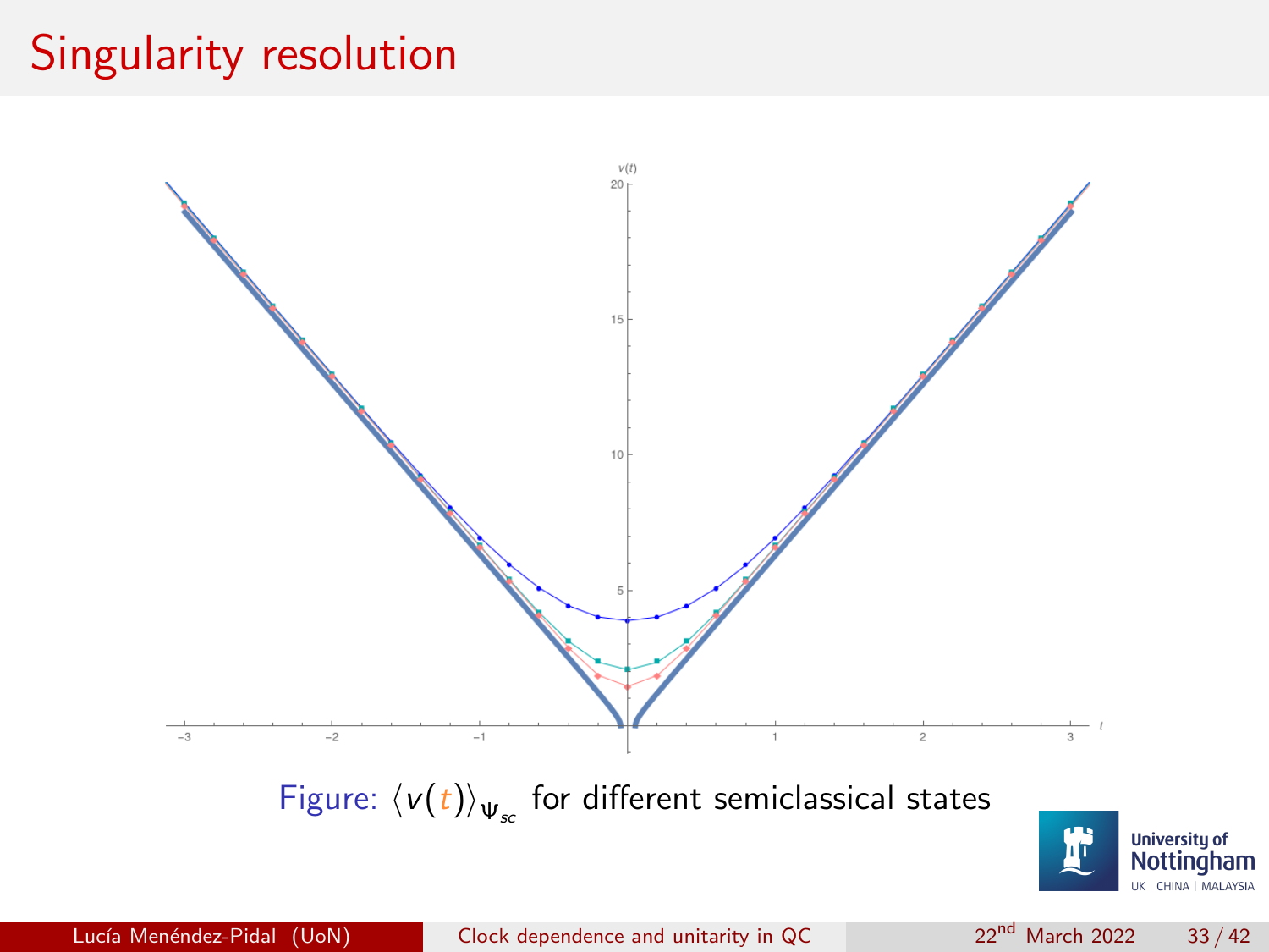# Singularity resolution

Figure: $\langle v(t) \rangle_{\Psi_{sc}}$ for different semiclassical states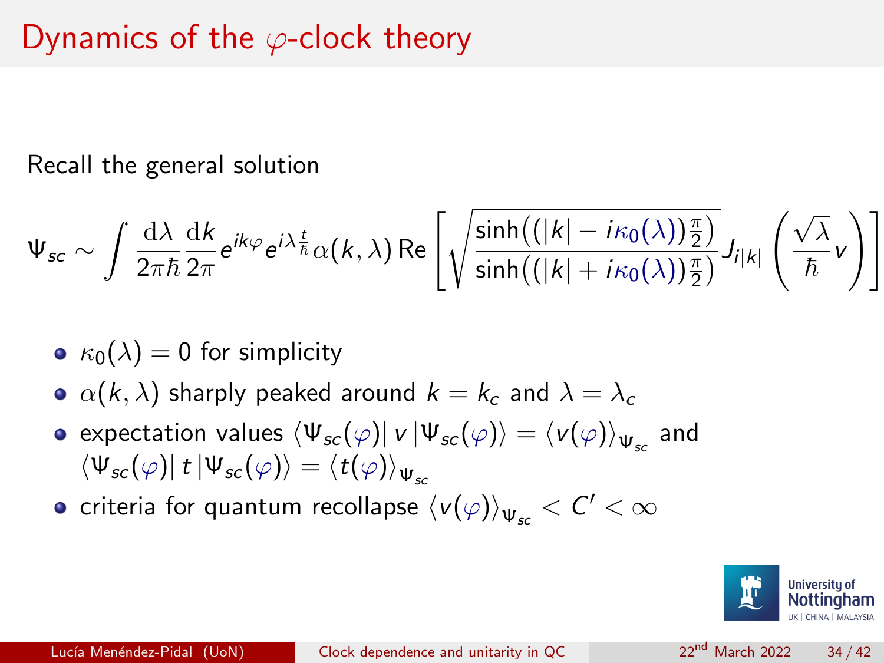# Dynamics of the $\varphi$-clock theory

Recall the general solution

$$\Psi_{sc} \sim \int \frac{\mathrm{d}\lambda}{2\pi\hbar}\frac{\mathrm{d}k}{2\pi} e^{ik\varphi} e^{i\lambda\frac{t}{\hbar}} \alpha(k,\lambda)\,\mathrm{Re}\left[\sqrt{\frac{\sinh\big((|k| - i\kappa_0(\lambda))\frac{\pi}{2}\big)}{\sinh\big((|k| + i\kappa_0(\lambda))\frac{\pi}{2}\big)}} J_{i|k|}\left(\frac{\sqrt{\lambda}}{\hbar}v\right)\right]$$

- $\kappa_0(\lambda) = 0$ for simplicity
- $\alpha(k,\lambda)$ sharply peaked around $k = k_c$ and $\lambda = \lambda_c$
- expectation values $\langle \Psi_{sc}(\varphi)| \, v \, |\Psi_{sc}(\varphi)\rangle = \langle v(\varphi)\rangle_{\Psi_{sc}}$ and $\langle \Psi_{sc}(\varphi)| \, t \, |\Psi_{sc}(\varphi)\rangle = \langle t(\varphi)\rangle_{\Psi_{sc}}$
- criteria for quantum recollapse $\langle v(\varphi)\rangle_{\Psi_{sc}} < C' < \infty$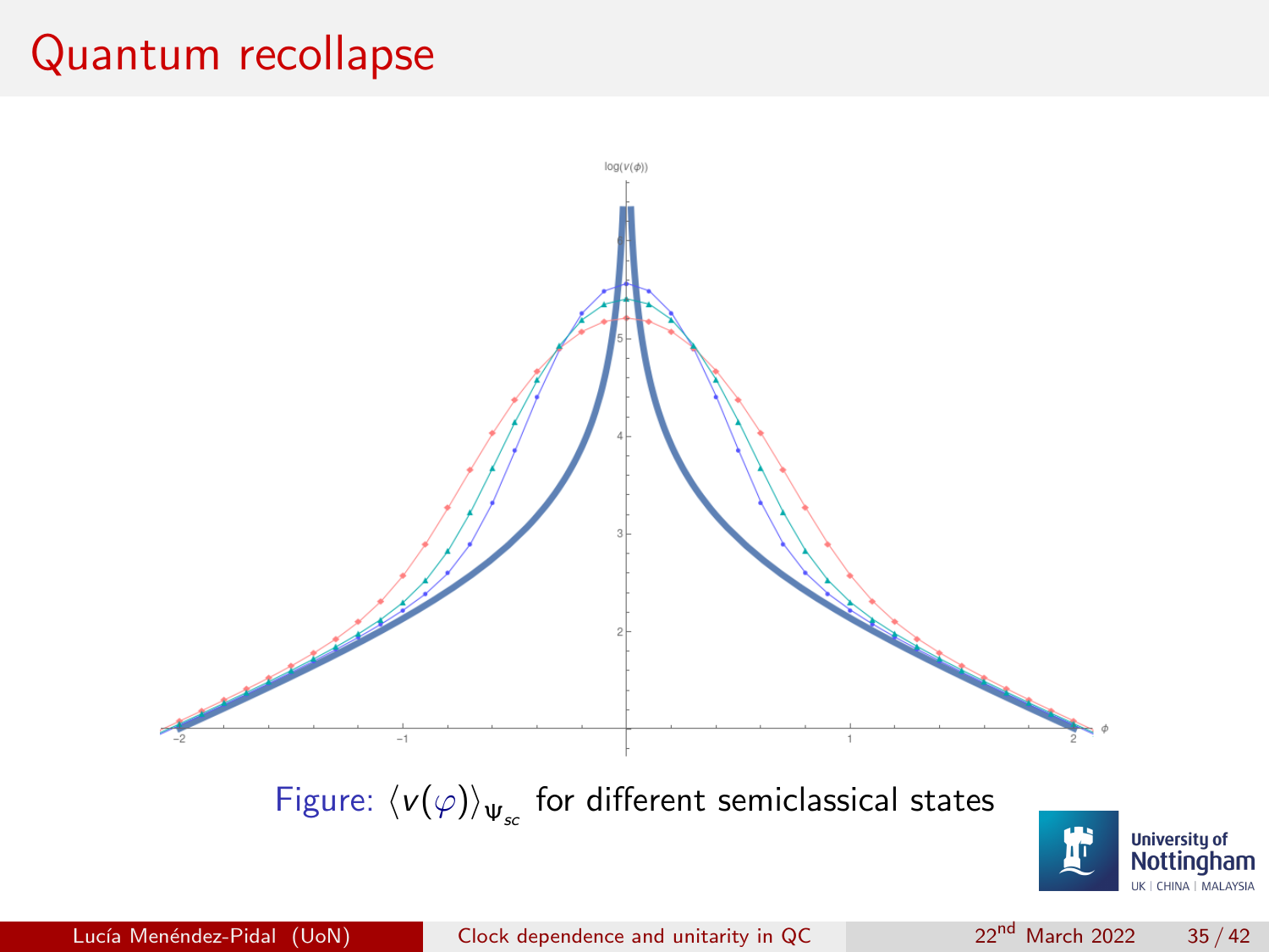# Quantum recollapse

Figure: $\langle v(\varphi) \rangle_{\Psi_{sc}}$ for different semiclassical states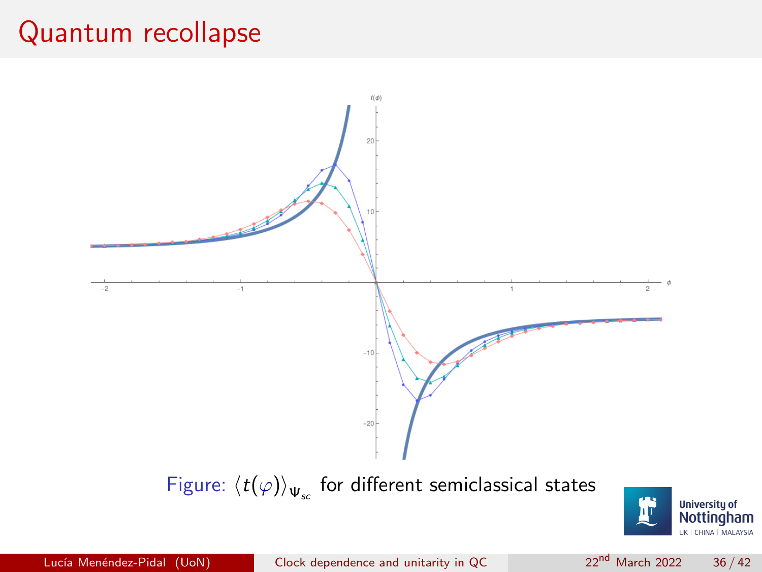# Quantum recollapse

Figure: $\langle t(\varphi) \rangle_{\Psi_{sc}}$ for different semiclassical states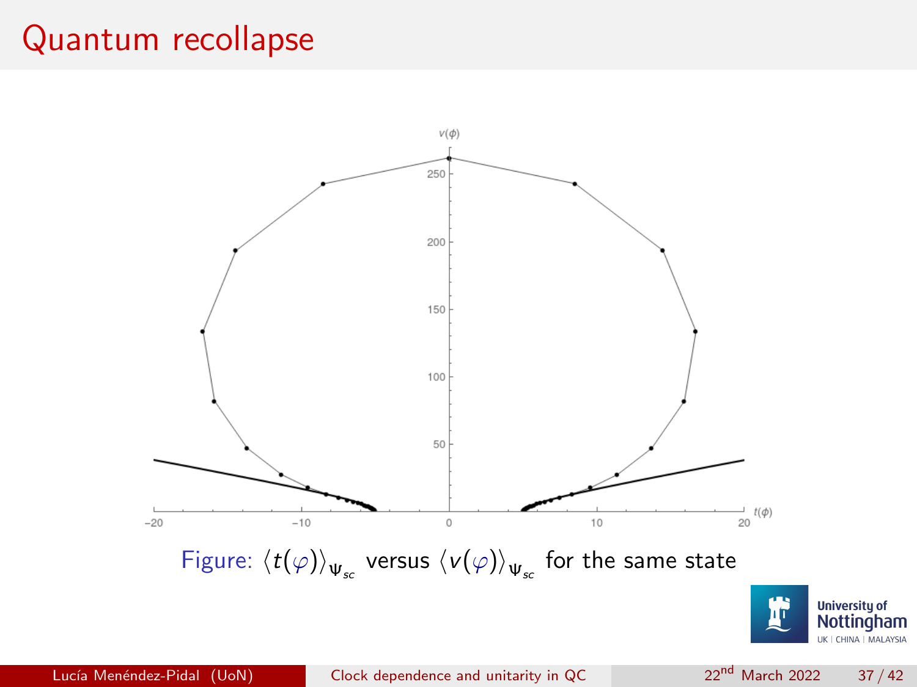# Quantum recollapse

Figure: $\langle t(\varphi)\rangle_{\Psi_{sc}}$ versus $\langle v(\varphi)\rangle_{\Psi_{sc}}$ for the same state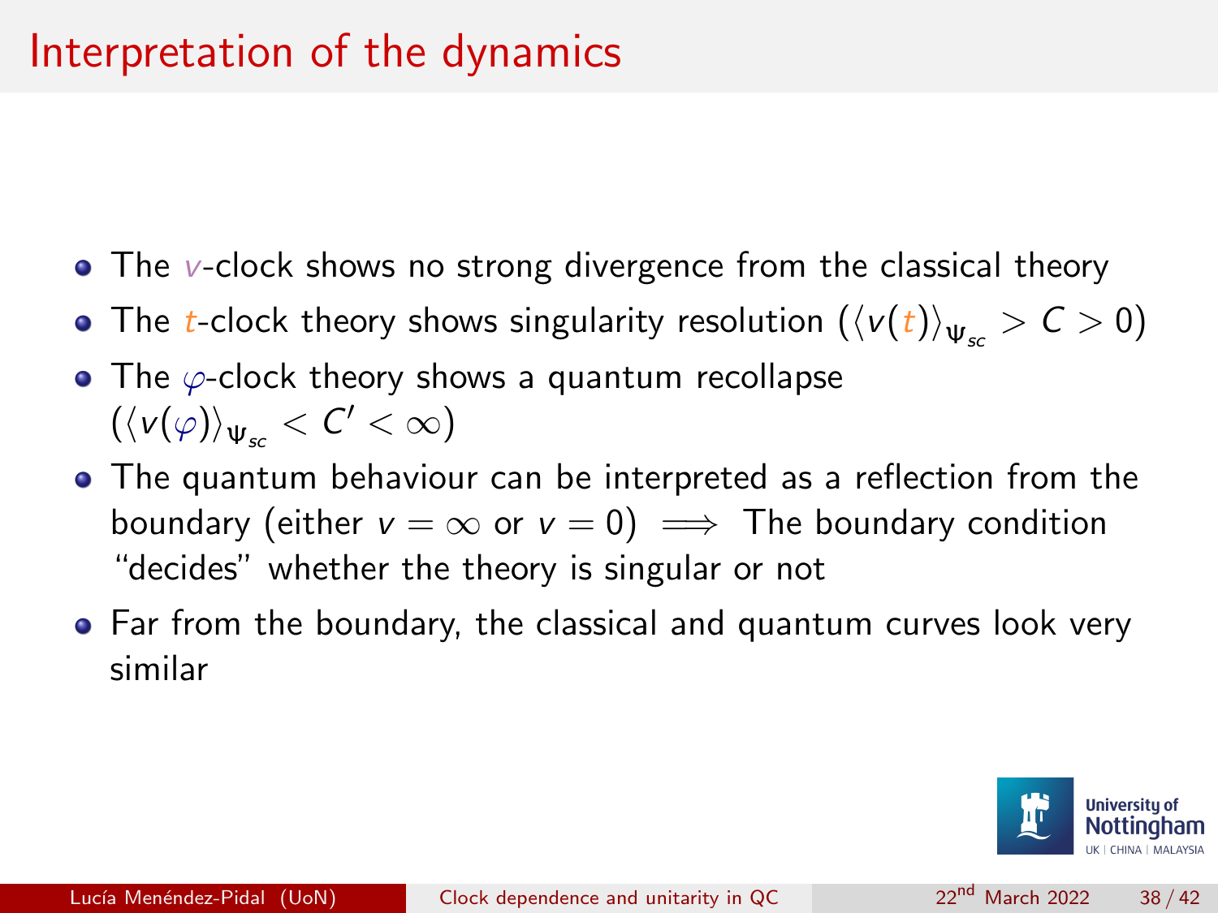# Interpretation of the dynamics

- The $v$-clock shows no strong divergence from the classical theory
- The $t$-clock theory shows singularity resolution ($\langle v(t) \rangle_{\Psi_{sc}} > C > 0$)
- The $\varphi$-clock theory shows a quantum recollapse ($\langle v(\varphi) \rangle_{\Psi_{sc}} < C' < \infty$)
- The quantum behaviour can be interpreted as a reflection from the boundary (either $v = \infty$ or $v = 0$) $\implies$ The boundary condition "decides" whether the theory is singular or not
- Far from the boundary, the classical and quantum curves look very similar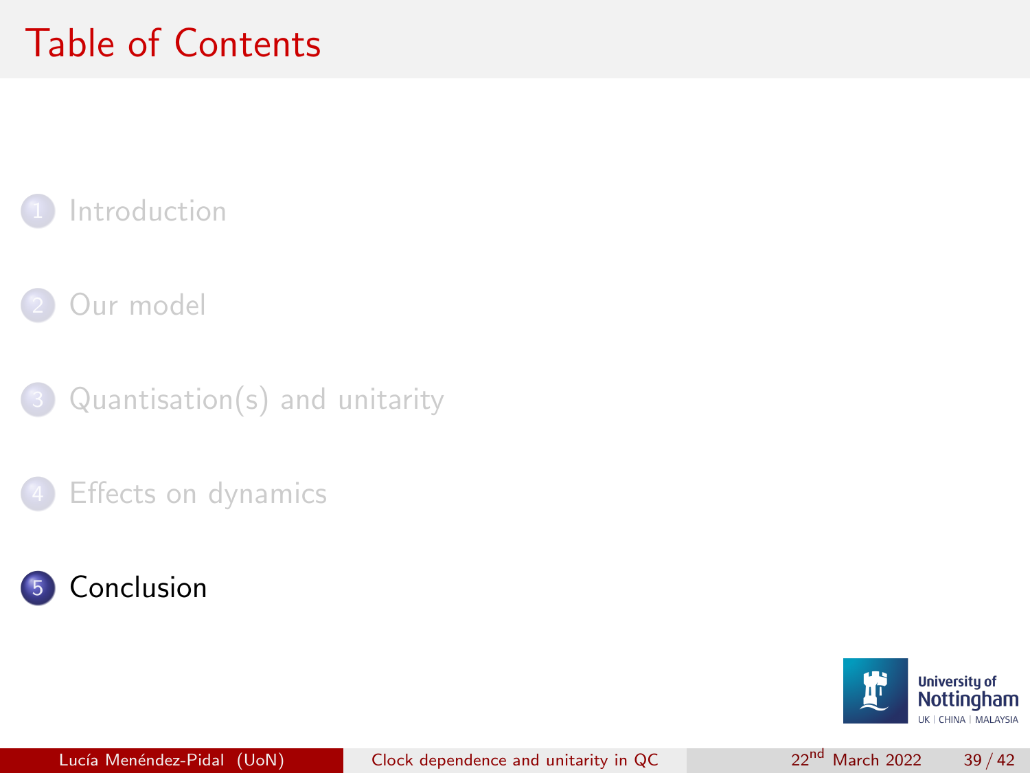# Table of Contents

1. Introduction
2. Our model
3. Quantisation(s) and unitarity
4. Effects on dynamics
5. **Conclusion**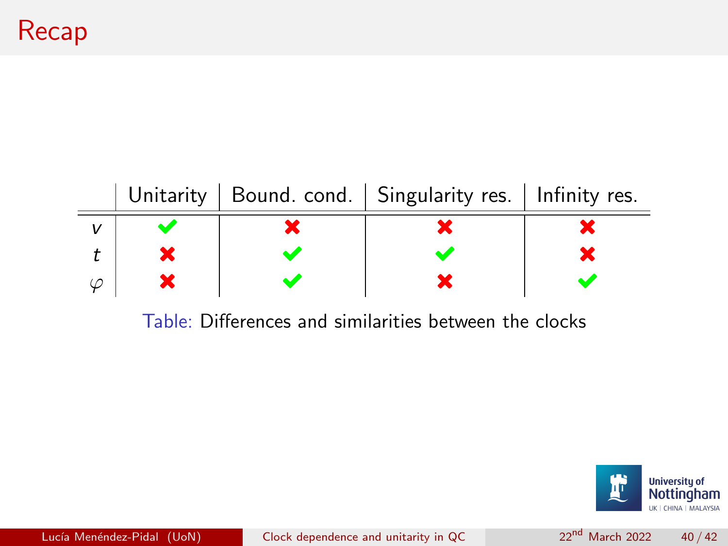# Recap

| | Unitarity | Bound. cond. | Singularity res. | Infinity res. |
|---|---|---|---|---|
| $v$ | ✔ | ✖ | ✖ | ✖ |
| $t$ | ✖ | ✔ | ✔ | ✖ |
| $\varphi$ | ✖ | ✔ | ✖ | ✔ |

Table: Differences and similarities between the clocks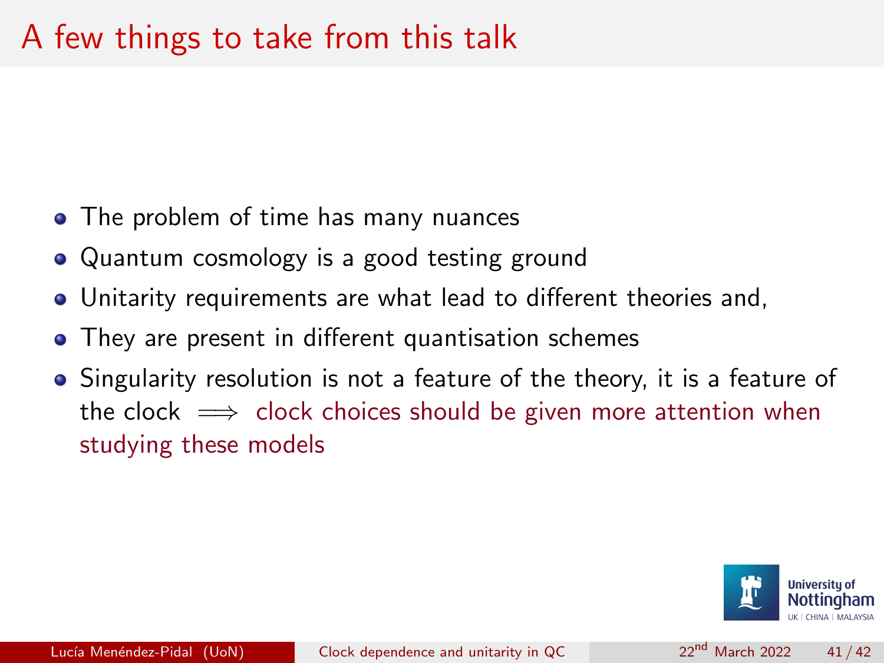# A few things to take from this talk

- The problem of time has many nuances
- Quantum cosmology is a good testing ground
- Unitarity requirements are what lead to different theories and,
- They are present in different quantisation schemes
- Singularity resolution is not a feature of the theory, it is a feature of the clock $\implies$ clock choices should be given more attention when studying these models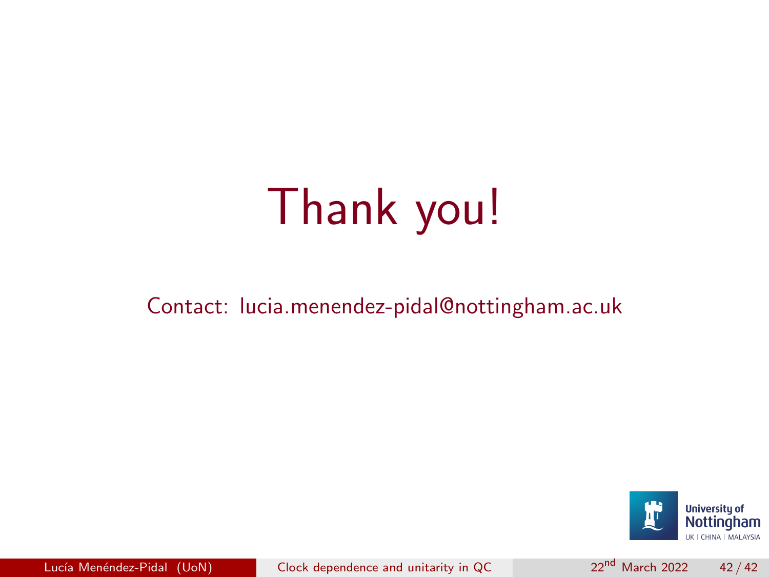# Thank you!

Contact: lucia.menendez-pidal@nottingham.ac.uk